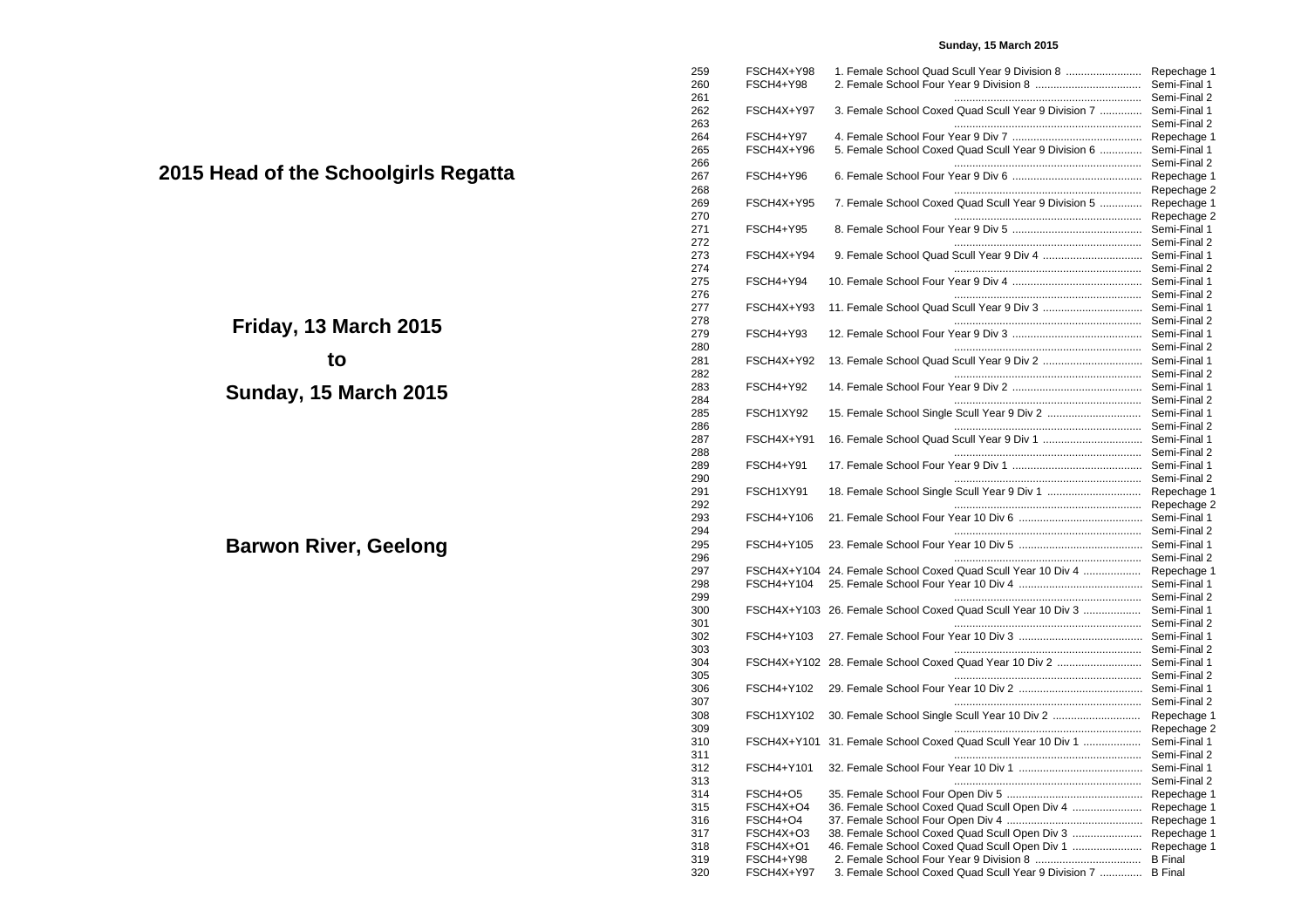# 2015 Head of the Schoolgirls Regatta

## Friday, 13 March 2015

## to

## Sunday, 15 March 2015

## Barwon River, Geelong

**Sunday, 15 March 2015**

| Race | Code | Event | Stage |
|---|---|---|---|
| 259 | FSCH4X+Y98 | 1. Female School Quad Scull Year 9 Division 8 | Repechage 1 |
| 260 | FSCH4+Y98 | 2. Female School Four Year 9 Division 8 | Semi-Final 1 |
| 261 | | | Semi-Final 2 |
| 262 | FSCH4X+Y97 | 3. Female School Coxed Quad Scull Year 9 Division 7 | Semi-Final 1 |
| 263 | | | Semi-Final 2 |
| 264 | FSCH4+Y97 | 4. Female School Four Year 9 Div 7 | Repechage 1 |
| 265 | FSCH4X+Y96 | 5. Female School Coxed Quad Scull Year 9 Division 6 | Semi-Final 1 |
| 266 | | | Semi-Final 2 |
| 267 | FSCH4+Y96 | 6. Female School Four Year 9 Div 6 | Repechage 1 |
| 268 | | | Repechage 2 |
| 269 | FSCH4X+Y95 | 7. Female School Coxed Quad Scull Year 9 Division 5 | Repechage 1 |
| 270 | | | Repechage 2 |
| 271 | FSCH4+Y95 | 8. Female School Four Year 9 Div 5 | Semi-Final 1 |
| 272 | | | Semi-Final 2 |
| 273 | FSCH4X+Y94 | 9. Female School Quad Scull Year 9 Div 4 | Semi-Final 1 |
| 274 | | | Semi-Final 2 |
| 275 | FSCH4+Y94 | 10. Female School Four Year 9 Div 4 | Semi-Final 1 |
| 276 | | | Semi-Final 2 |
| 277 | FSCH4X+Y93 | 11. Female School Quad Scull Year 9 Div 3 | Semi-Final 1 |
| 278 | | | Semi-Final 2 |
| 279 | FSCH4+Y93 | 12. Female School Four Year 9 Div 3 | Semi-Final 1 |
| 280 | | | Semi-Final 2 |
| 281 | FSCH4X+Y92 | 13. Female School Quad Scull Year 9 Div 2 | Semi-Final 1 |
| 282 | | | Semi-Final 2 |
| 283 | FSCH4+Y92 | 14. Female School Four Year 9 Div 2 | Semi-Final 1 |
| 284 | | | Semi-Final 2 |
| 285 | FSCH1XY92 | 15. Female School Single Scull Year 9 Div 2 | Semi-Final 1 |
| 286 | | | Semi-Final 2 |
| 287 | FSCH4X+Y91 | 16. Female School Quad Scull Year 9 Div 1 | Semi-Final 1 |
| 288 | | | Semi-Final 2 |
| 289 | FSCH4+Y91 | 17. Female School Four Year 9 Div 1 | Semi-Final 1 |
| 290 | | | Semi-Final 2 |
| 291 | FSCH1XY91 | 18. Female School Single Scull Year 9 Div 1 | Repechage 1 |
| 292 | | | Repechage 2 |
| 293 | FSCH4+Y106 | 21. Female School Four Year 10 Div 6 | Semi-Final 1 |
| 294 | | | Semi-Final 2 |
| 295 | FSCH4+Y105 | 23. Female School Four Year 10 Div 5 | Semi-Final 1 |
| 296 | | | Semi-Final 2 |
| 297 | FSCH4X+Y104 | 24. Female School Coxed Quad Scull Year 10 Div 4 | Repechage 1 |
| 298 | FSCH4+Y104 | 25. Female School Four Year 10 Div 4 | Semi-Final 1 |
| 299 | | | Semi-Final 2 |
| 300 | FSCH4X+Y103 | 26. Female School Coxed Quad Scull Year 10 Div 3 | Semi-Final 1 |
| 301 | | | Semi-Final 2 |
| 302 | FSCH4+Y103 | 27. Female School Four Year 10 Div 3 | Semi-Final 1 |
| 303 | | | Semi-Final 2 |
| 304 | FSCH4X+Y102 | 28. Female School Coxed Quad Year 10 Div 2 | Semi-Final 1 |
| 305 | | | Semi-Final 2 |
| 306 | FSCH4+Y102 | 29. Female School Four Year 10 Div 2 | Semi-Final 1 |
| 307 | | | Semi-Final 2 |
| 308 | FSCH1XY102 | 30. Female School Single Scull Year 10 Div 2 | Repechage 1 |
| 309 | | | Repechage 2 |
| 310 | FSCH4X+Y101 | 31. Female School Coxed Quad Scull Year 10 Div 1 | Semi-Final 1 |
| 311 | | | Semi-Final 2 |
| 312 | FSCH4+Y101 | 32. Female School Four Year 10 Div 1 | Semi-Final 1 |
| 313 | | | Semi-Final 2 |
| 314 | FSCH4+O5 | 35. Female School Four Open Div 5 | Repechage 1 |
| 315 | FSCH4X+O4 | 36. Female School Coxed Quad Scull Open Div 4 | Repechage 1 |
| 316 | FSCH4+O4 | 37. Female School Four Open Div 4 | Repechage 1 |
| 317 | FSCH4X+O3 | 38. Female School Coxed Quad Scull Open Div 3 | Repechage 1 |
| 318 | FSCH4X+O1 | 46. Female School Coxed Quad Scull Open Div 1 | Repechage 1 |
| 319 | FSCH4+Y98 | 2. Female School Four Year 9 Division 8 | B Final |
| 320 | FSCH4X+Y97 | 3. Female School Coxed Quad Scull Year 9 Division 7 | B Final |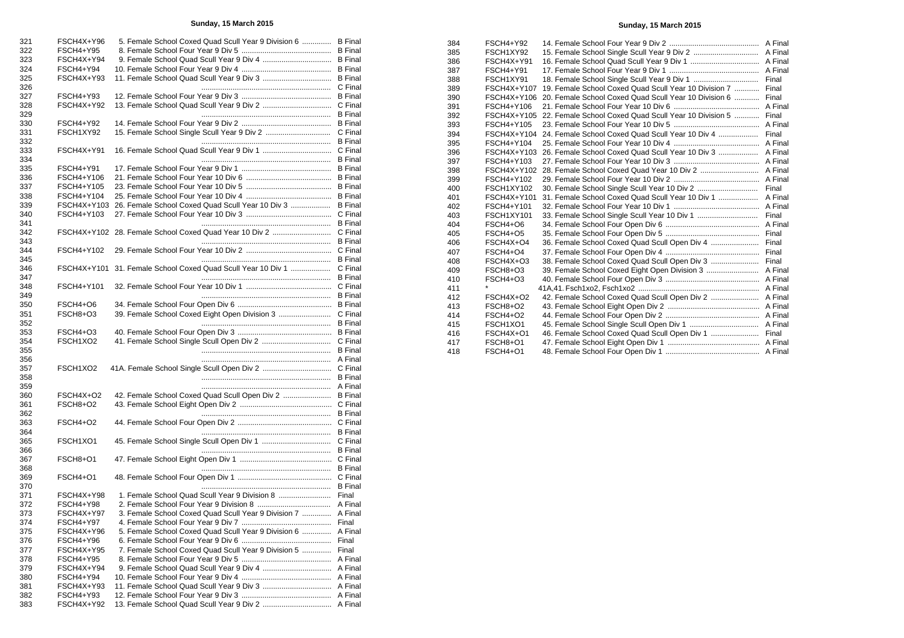## Sunday, 15 March 2015

| No. | Code | Event | Final |
|---|---|---|---|
| 321 | FSCH4X+Y96 | 5. Female School Coxed Quad Scull Year 9 Division 6 | B Final |
| 322 | FSCH4+Y95 | 8. Female School Four Year 9 Div 5 | B Final |
| 323 | FSCH4X+Y94 | 9. Female School Quad Scull Year 9 Div 4 | B Final |
| 324 | FSCH4+Y94 | 10. Female School Four Year 9 Div 4 | B Final |
| 325 | FSCH4X+Y93 | 11. Female School Quad Scull Year 9 Div 3 | B Final |
| 326 | | | C Final |
| 327 | FSCH4+Y93 | 12. Female School Four Year 9 Div 3 | B Final |
| 328 | FSCH4X+Y92 | 13. Female School Quad Scull Year 9 Div 2 | C Final |
| 329 | | | B Final |
| 330 | FSCH4+Y92 | 14. Female School Four Year 9 Div 2 | B Final |
| 331 | FSCH1XY92 | 15. Female School Single Scull Year 9 Div 2 | C Final |
| 332 | | | B Final |
| 333 | FSCH4X+Y91 | 16. Female School Quad Scull Year 9 Div 1 | C Final |
| 334 | | | B Final |
| 335 | FSCH4+Y91 | 17. Female School Four Year 9 Div 1 | B Final |
| 336 | FSCH4+Y106 | 21. Female School Four Year 10 Div 6 | B Final |
| 337 | FSCH4+Y105 | 23. Female School Four Year 10 Div 5 | B Final |
| 338 | FSCH4+Y104 | 25. Female School Four Year 10 Div 4 | B Final |
| 339 | FSCH4X+Y103 | 26. Female School Coxed Quad Scull Year 10 Div 3 | B Final |
| 340 | FSCH4+Y103 | 27. Female School Four Year 10 Div 3 | C Final |
| 341 | | | B Final |
| 342 | FSCH4X+Y102 | 28. Female School Coxed Quad Year 10 Div 2 | C Final |
| 343 | | | B Final |
| 344 | FSCH4+Y102 | 29. Female School Four Year 10 Div 2 | C Final |
| 345 | | | B Final |
| 346 | FSCH4X+Y101 | 31. Female School Coxed Quad Scull Year 10 Div 1 | C Final |
| 347 | | | B Final |
| 348 | FSCH4+Y101 | 32. Female School Four Year 10 Div 1 | C Final |
| 349 | | | B Final |
| 350 | FSCH4+O6 | 34. Female School Four Open Div 6 | B Final |
| 351 | FSCH8+O3 | 39. Female School Coxed Eight Open Division 3 | C Final |
| 352 | | | B Final |
| 353 | FSCH4+O3 | 40. Female School Four Open Div 3 | B Final |
| 354 | FSCH1XO2 | 41. Female School Single Scull Open Div 2 | C Final |
| 355 | | | B Final |
| 356 | | | A Final |
| 357 | FSCH1XO2 | 41A. Female School Single Scull Open Div 2 | C Final |
| 358 | | | B Final |
| 359 | | | A Final |
| 360 | FSCH4X+O2 | 42. Female School Coxed Quad Scull Open Div 2 | B Final |
| 361 | FSCH8+O2 | 43. Female School Eight Open Div 2 | C Final |
| 362 | | | B Final |
| 363 | FSCH4+O2 | 44. Female School Four Open Div 2 | C Final |
| 364 | | | B Final |
| 365 | FSCH1XO1 | 45. Female School Single Scull Open Div 1 | C Final |
| 366 | | | B Final |
| 367 | FSCH8+O1 | 47. Female School Eight Open Div 1 | C Final |
| 368 | | | B Final |
| 369 | FSCH4+O1 | 48. Female School Four Open Div 1 | C Final |
| 370 | | | B Final |
| 371 | FSCH4X+Y98 | 1. Female School Quad Scull Year 9 Division 8 | Final |
| 372 | FSCH4+Y98 | 2. Female School Four Year 9 Division 8 | A Final |
| 373 | FSCH4X+Y97 | 3. Female School Coxed Quad Scull Year 9 Division 7 | A Final |
| 374 | FSCH4+Y97 | 4. Female School Four Year 9 Div 7 | Final |
| 375 | FSCH4X+Y96 | 5. Female School Coxed Quad Scull Year 9 Division 6 | A Final |
| 376 | FSCH4+Y96 | 6. Female School Four Year 9 Div 6 | Final |
| 377 | FSCH4X+Y95 | 7. Female School Coxed Quad Scull Year 9 Division 5 | Final |
| 378 | FSCH4+Y95 | 8. Female School Four Year 9 Div 5 | A Final |
| 379 | FSCH4X+Y94 | 9. Female School Quad Scull Year 9 Div 4 | A Final |
| 380 | FSCH4+Y94 | 10. Female School Four Year 9 Div 4 | A Final |
| 381 | FSCH4X+Y93 | 11. Female School Quad Scull Year 9 Div 3 | A Final |
| 382 | FSCH4+Y93 | 12. Female School Four Year 9 Div 3 | A Final |
| 383 | FSCH4X+Y92 | 13. Female School Quad Scull Year 9 Div 2 | A Final |
| 384 | FSCH4+Y92 | 14. Female School Four Year 9 Div 2 | A Final |
| 385 | FSCH1XY92 | 15. Female School Single Scull Year 9 Div 2 | A Final |
| 386 | FSCH4X+Y91 | 16. Female School Quad Scull Year 9 Div 1 | A Final |
| 387 | FSCH4+Y91 | 17. Female School Four Year 9 Div 1 | A Final |
| 388 | FSCH1XY91 | 18. Female School Single Scull Year 9 Div 1 | Final |
| 389 | FSCH4X+Y107 | 19. Female School Coxed Quad Scull Year 10 Division 7 | Final |
| 390 | FSCH4X+Y106 | 20. Female School Coxed Quad Scull Year 10 Division 6 | Final |
| 391 | FSCH4+Y106 | 21. Female School Four Year 10 Div 6 | A Final |
| 392 | FSCH4X+Y105 | 22. Female School Coxed Quad Scull Year 10 Division 5 | Final |
| 393 | FSCH4+Y105 | 23. Female School Four Year 10 Div 5 | A Final |
| 394 | FSCH4X+Y104 | 24. Female School Coxed Quad Scull Year 10 Div 4 | Final |
| 395 | FSCH4+Y104 | 25. Female School Four Year 10 Div 4 | A Final |
| 396 | FSCH4X+Y103 | 26. Female School Coxed Quad Scull Year 10 Div 3 | A Final |
| 397 | FSCH4+Y103 | 27. Female School Four Year 10 Div 3 | A Final |
| 398 | FSCH4X+Y102 | 28. Female School Coxed Quad Year 10 Div 2 | A Final |
| 399 | FSCH4+Y102 | 29. Female School Four Year 10 Div 2 | A Final |
| 400 | FSCH1XY102 | 30. Female School Single Scull Year 10 Div 2 | Final |
| 401 | FSCH4X+Y101 | 31. Female School Coxed Quad Scull Year 10 Div 1 | A Final |
| 402 | FSCH4+Y101 | 32. Female School Four Year 10 Div 1 | A Final |
| 403 | FSCH1XY101 | 33. Female School Single Scull Year 10 Div 1 | Final |
| 404 | FSCH4+O6 | 34. Female School Four Open Div 6 | A Final |
| 405 | FSCH4+O5 | 35. Female School Four Open Div 5 | Final |
| 406 | FSCH4X+O4 | 36. Female School Coxed Quad Scull Open Div 4 | Final |
| 407 | FSCH4+O4 | 37. Female School Four Open Div 4 | Final |
| 408 | FSCH4X+O3 | 38. Female School Coxed Quad Scull Open Div 3 | Final |
| 409 | FSCH8+O3 | 39. Female School Coxed Eight Open Division 3 | A Final |
| 410 | FSCH4+O3 | 40. Female School Four Open Div 3 | A Final |
| 411 | * | 41A,41. Fsch1xo2, Fsch1xo2 | A Final |
| 412 | FSCH4X+O2 | 42. Female School Coxed Quad Scull Open Div 2 | A Final |
| 413 | FSCH8+O2 | 43. Female School Eight Open Div 2 | A Final |
| 414 | FSCH4+O2 | 44. Female School Four Open Div 2 | A Final |
| 415 | FSCH1XO1 | 45. Female School Single Scull Open Div 1 | A Final |
| 416 | FSCH4X+O1 | 46. Female School Coxed Quad Scull Open Div 1 | Final |
| 417 | FSCH8+O1 | 47. Female School Eight Open Div 1 | A Final |
| 418 | FSCH4+O1 | 48. Female School Four Open Div 1 | A Final |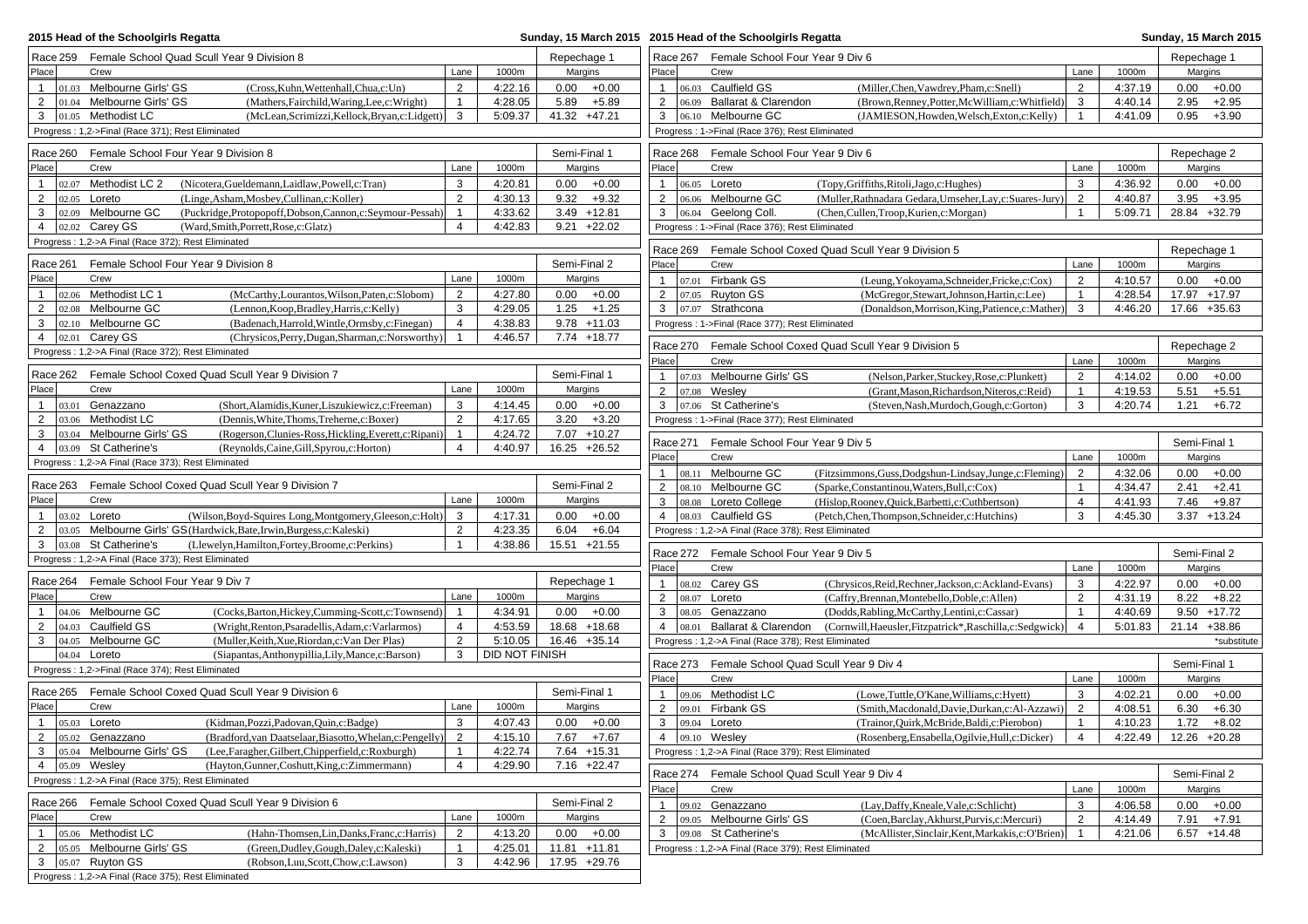## 2015 Head of the Schoolgirls Regatta — Sunday, 15 March 2015

### Race 259 Female School Quad Scull Year 9 Division 8 — Repechage 1

| Place | | Crew | | Lane | 1000m | Margins | |
|---|---|---|---|---|---|---|---|
| 1 | 01.03 | Melbourne Girls' GS | (Cross,Kuhn,Wettenhall,Chua,c:Un) | 2 | 4:22.16 | 0.00 | +0.00 |
| 2 | 01.04 | Melbourne Girls' GS | (Mathers,Fairchild,Waring,Lee,c:Wright) | 1 | 4:28.05 | 5.89 | +5.89 |
| 3 | 01.05 | Methodist LC | (McLean,Scrimizzi,Kellock,Bryan,c:Lidgett) | 3 | 5:09.37 | 41.32 | +47.21 |

Progress : 1,2->Final (Race 371); Rest Eliminated

### Race 260 Female School Four Year 9 Division 8 — Semi-Final 1

| Place | | Crew | | Lane | 1000m | Margins | |
|---|---|---|---|---|---|---|---|
| 1 | 02.07 | Methodist LC 2 | (Nicotera,Gueldemann,Laidlaw,Powell,c:Tran) | 3 | 4:20.81 | 0.00 | +0.00 |
| 2 | 02.05 | Loreto | (Linge,Asham,Mosbey,Cullinan,c:Koller) | 2 | 4:30.13 | 9.32 | +9.32 |
| 3 | 02.09 | Melbourne GC | (Puckridge,Protopopoff,Dobson,Cannon,c:Seymour-Pessah) | 1 | 4:33.62 | 3.49 | +12.81 |
| 4 | 02.02 | Carey GS | (Ward,Smith,Porrett,Rose,c:Glatz) | 4 | 4:42.83 | 9.21 | +22.02 |

Progress : 1,2->A Final (Race 372); Rest Eliminated

### Race 261 Female School Four Year 9 Division 8 — Semi-Final 2

| Place | | Crew | | Lane | 1000m | Margins | |
|---|---|---|---|---|---|---|---|
| 1 | 02.06 | Methodist LC 1 | (McCarthy,Lourantos,Wilson,Paten,c:Slobom) | 2 | 4:27.80 | 0.00 | +0.00 |
| 2 | 02.08 | Melbourne GC | (Lennon,Koop,Bradley,Harris,c:Kelly) | 3 | 4:29.05 | 1.25 | +1.25 |
| 3 | 02.10 | Melbourne GC | (Badenach,Harrold,Wintle,Ormsby,c:Finegan) | 4 | 4:38.83 | 9.78 | +11.03 |
| 4 | 02.01 | Carey GS | (Chrysicos,Perry,Dugan,Sharman,c:Norsworthy) | 1 | 4:46.57 | 7.74 | +18.77 |

Progress : 1,2->A Final (Race 372); Rest Eliminated

### Race 262 Female School Coxed Quad Scull Year 9 Division 7 — Semi-Final 1

| Place | | Crew | | Lane | 1000m | Margins | |
|---|---|---|---|---|---|---|---|
| 1 | 03.01 | Genazzano | (Short,Alamidis,Kuner,Liszukiewicz,c:Freeman) | 3 | 4:14.45 | 0.00 | +0.00 |
| 2 | 03.06 | Methodist LC | (Dennis,White,Thoms,Treherne,c:Boxer) | 2 | 4:17.65 | 3.20 | +3.20 |
| 3 | 03.04 | Melbourne Girls' GS | (Rogerson,Clunies-Ross,Hickling,Everett,c:Ripani) | 1 | 4:24.72 | 7.07 | +10.27 |
| 4 | 03.09 | St Catherine's | (Reynolds,Caine,Gill,Spyrou,c:Horton) | 4 | 4:40.97 | 16.25 | +26.52 |

Progress : 1,2->A Final (Race 373); Rest Eliminated

### Race 263 Female School Coxed Quad Scull Year 9 Division 7 — Semi-Final 2

| Place | | Crew | | Lane | 1000m | Margins | |
|---|---|---|---|---|---|---|---|
| 1 | 03.02 | Loreto | (Wilson,Boyd-Squires Long,Montgomery,Gleeson,c:Holt) | 3 | 4:17.31 | 0.00 | +0.00 |
| 2 | 03.05 | Melbourne Girls' GS | (Hardwick,Bate,Irwin,Burgess,c:Kaleski) | 2 | 4:23.35 | 6.04 | +6.04 |
| 3 | 03.08 | St Catherine's | (Llewelyn,Hamilton,Fortey,Broome,c:Perkins) | 1 | 4:38.86 | 15.51 | +21.55 |

Progress : 1,2->A Final (Race 373); Rest Eliminated

### Race 264 Female School Four Year 9 Div 7 — Repechage 1

| Place | | Crew | | Lane | 1000m | Margins | |
|---|---|---|---|---|---|---|---|
| 1 | 04.06 | Melbourne GC | (Cocks,Barton,Hickey,Cumming-Scott,c:Townsend) | 1 | 4:34.91 | 0.00 | +0.00 |
| 2 | 04.03 | Caulfield GS | (Wright,Renton,Psaradellis,Adam,c:Varlarmos) | 4 | 4:53.59 | 18.68 | +18.68 |
| 3 | 04.05 | Melbourne GC | (Muller,Keith,Xue,Riordan,c:Van Der Plas) | 2 | 5:10.05 | 16.46 | +35.14 |
| | 04.04 | Loreto | (Siapantas,Anthonypillia,Lily,Mance,c:Barson) | 3 | DID NOT FINISH | | |

Progress : 1,2->Final (Race 374); Rest Eliminated

### Race 265 Female School Coxed Quad Scull Year 9 Division 6 — Semi-Final 1

| Place | | Crew | | Lane | 1000m | Margins | |
|---|---|---|---|---|---|---|---|
| 1 | 05.03 | Loreto | (Kidman,Pozzi,Padovan,Quin,c:Badge) | 3 | 4:07.43 | 0.00 | +0.00 |
| 2 | 05.02 | Genazzano | (Bradford,van Daatselaar,Biasotto,Whelan,c:Pengelly) | 2 | 4:15.10 | 7.67 | +7.67 |
| 3 | 05.04 | Melbourne Girls' GS | (Lee,Faragher,Gilbert,Chipperfield,c:Roxburgh) | 1 | 4:22.74 | 7.64 | +15.31 |
| 4 | 05.09 | Wesley | (Hayton,Gunner,Coshutt,King,c:Zimmermann) | 4 | 4:29.90 | 7.16 | +22.47 |

Progress : 1,2->A Final (Race 375); Rest Eliminated

### Race 266 Female School Coxed Quad Scull Year 9 Division 6 — Semi-Final 2

| Place | | Crew | | Lane | 1000m | Margins | |
|---|---|---|---|---|---|---|---|
| 1 | 05.06 | Methodist LC | (Hahn-Thomsen,Lin,Danks,Franc,c:Harris) | 2 | 4:13.20 | 0.00 | +0.00 |
| 2 | 05.05 | Melbourne Girls' GS | (Green,Dudley,Gough,Daley,c:Kaleski) | 1 | 4:25.01 | 11.81 | +11.81 |
| 3 | 05.07 | Ruyton GS | (Robson,Luu,Scott,Chow,c:Lawson) | 3 | 4:42.96 | 17.95 | +29.76 |

Progress : 1,2->A Final (Race 375); Rest Eliminated

### Race 267 Female School Four Year 9 Div 6 — Repechage 1

| Place | | Crew | | Lane | 1000m | Margins | |
|---|---|---|---|---|---|---|---|
| 1 | 06.03 | Caulfield GS | (Miller,Chen,Vawdrey,Pham,c:Snell) | 2 | 4:37.19 | 0.00 | +0.00 |
| 2 | 06.09 | Ballarat & Clarendon | (Brown,Renney,Potter,McWilliam,c:Whitfield) | 3 | 4:40.14 | 2.95 | +2.95 |
| 3 | 06.10 | Melbourne GC | (JAMIESON,Howden,Welsch,Exton,c:Kelly) | 1 | 4:41.09 | 0.95 | +3.90 |

Progress : 1->Final (Race 376); Rest Eliminated

### Race 268 Female School Four Year 9 Div 6 — Repechage 2

| Place | | Crew | | Lane | 1000m | Margins | |
|---|---|---|---|---|---|---|---|
| 1 | 06.05 | Loreto | (Topy,Griffiths,Ritoli,Jago,c:Hughes) | 3 | 4:36.92 | 0.00 | +0.00 |
| 2 | 06.06 | Melbourne GC | (Muller,Rathnadara Gedara,Umseher,Lay,c:Suares-Jury) | 2 | 4:40.87 | 3.95 | +3.95 |
| 3 | 06.04 | Geelong Coll. | (Chen,Cullen,Troop,Kurien,c:Morgan) | 1 | 5:09.71 | 28.84 | +32.79 |

Progress : 1->Final (Race 376); Rest Eliminated

### Race 269 Female School Coxed Quad Scull Year 9 Division 5 — Repechage 1

| Place | | Crew | | Lane | 1000m | Margins | |
|---|---|---|---|---|---|---|---|
| 1 | 07.01 | Firbank GS | (Leung,Yokoyama,Schneider,Fricke,c:Cox) | 2 | 4:10.57 | 0.00 | +0.00 |
| 2 | 07.05 | Ruyton GS | (McGregor,Stewart,Johnson,Hartin,c:Lee) | 1 | 4:28.54 | 17.97 | +17.97 |
| 3 | 07.07 | Strathcona | (Donaldson,Morrison,King,Patience,c:Mather) | 3 | 4:46.20 | 17.66 | +35.63 |

Progress : 1->Final (Race 377); Rest Eliminated

### Race 270 Female School Coxed Quad Scull Year 9 Division 5 — Repechage 2

| Place | | Crew | | Lane | 1000m | Margins | |
|---|---|---|---|---|---|---|---|
| 1 | 07.03 | Melbourne Girls' GS | (Nelson,Parker,Stuckey,Rose,c:Plunkett) | 2 | 4:14.02 | 0.00 | +0.00 |
| 2 | 07.08 | Wesley | (Grant,Mason,Richardson,Niteros,c:Reid) | 1 | 4:19.53 | 5.51 | +5.51 |
| 3 | 07.06 | St Catherine's | (Steven,Nash,Murdoch,Gough,c:Gorton) | 3 | 4:20.74 | 1.21 | +6.72 |

Progress : 1->Final (Race 377); Rest Eliminated

### Race 271 Female School Four Year 9 Div 5 — Semi-Final 1

| Place | | Crew | | Lane | 1000m | Margins | |
|---|---|---|---|---|---|---|---|
| 1 | 08.11 | Melbourne GC | (Fitzsimmons,Guss,Dodgshun-Lindsay,Junge,c:Fleming) | 2 | 4:32.06 | 0.00 | +0.00 |
| 2 | 08.10 | Melbourne GC | (Sparke,Constantinou,Waters,Bull,c:Cox) | 1 | 4:34.47 | 2.41 | +2.41 |
| 3 | 08.08 | Loreto College | (Hislop,Rooney,Quick,Barbetti,c:Cuthbertson) | 4 | 4:41.93 | 7.46 | +9.87 |
| 4 | 08.03 | Caulfield GS | (Petch,Chen,Thompson,Schneider,c:Hutchins) | 3 | 4:45.30 | 3.37 | +13.24 |

Progress : 1,2->A Final (Race 378); Rest Eliminated

### Race 272 Female School Four Year 9 Div 5 — Semi-Final 2

| Place | | Crew | | Lane | 1000m | Margins | |
|---|---|---|---|---|---|---|---|
| 1 | 08.02 | Carey GS | (Chrysicos,Reid,Rechner,Jackson,c:Ackland-Evans) | 3 | 4:22.97 | 0.00 | +0.00 |
| 2 | 08.07 | Loreto | (Caffry,Brennan,Montebello,Doble,c:Allen) | 2 | 4:31.19 | 8.22 | +8.22 |
| 3 | 08.05 | Genazzano | (Dodds,Rabling,McCarthy,Lentini,c:Cassar) | 1 | 4:40.69 | 9.50 | +17.72 |
| 4 | 08.01 | Ballarat & Clarendon | (Cornwill,Haeusler,Fitzpatrick*,Raschilla,c:Sedgwick) | 4 | 5:01.83 | 21.14 | +38.86 |

Progress : 1,2->A Final (Race 378); Rest Eliminated — *substitute

### Race 273 Female School Quad Scull Year 9 Div 4 — Semi-Final 1

| Place | | Crew | | Lane | 1000m | Margins | |
|---|---|---|---|---|---|---|---|
| 1 | 09.06 | Methodist LC | (Lowe,Tuttle,O'Kane,Williams,c:Hyett) | 3 | 4:02.21 | 0.00 | +0.00 |
| 2 | 09.01 | Firbank GS | (Smith,Macdonald,Davie,Durkan,c:Al-Azzawi) | 2 | 4:08.51 | 6.30 | +6.30 |
| 3 | 09.04 | Loreto | (Trainor,Quirk,McBride,Baldi,c:Pierobon) | 1 | 4:10.23 | 1.72 | +8.02 |
| 4 | 09.10 | Wesley | (Rosenberg,Ensabella,Ogilvie,Hull,c:Dicker) | 4 | 4:22.49 | 12.26 | +20.28 |

Progress : 1,2->A Final (Race 379); Rest Eliminated

### Race 274 Female School Quad Scull Year 9 Div 4 — Semi-Final 2

| Place | | Crew | | Lane | 1000m | Margins | |
|---|---|---|---|---|---|---|---|
| 1 | 09.02 | Genazzano | (Lay,Daffy,Kneale,Vale,c:Schlicht) | 3 | 4:06.58 | 0.00 | +0.00 |
| 2 | 09.05 | Melbourne Girls' GS | (Coen,Barclay,Akhurst,Purvis,c:Mercuri) | 2 | 4:14.49 | 7.91 | +7.91 |
| 3 | 09.08 | St Catherine's | (McAllister,Sinclair,Kent,Markakis,c:O'Brien) | 1 | 4:21.06 | 6.57 | +14.48 |

Progress : 1,2->A Final (Race 379); Rest Eliminated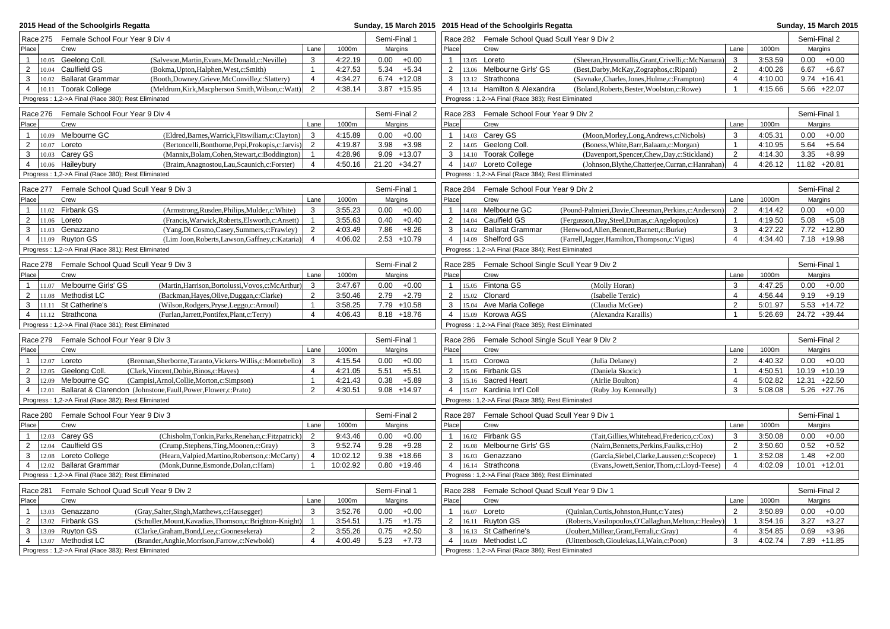# 2015 Head of the Schoolgirls Regatta

Sunday, 15 March 2015

## Race 275 Female School Four Year 9 Div 4 — Semi-Final 1

| Place | | Crew | | Lane | 1000m | Margins | |
|---|---|---|---|---|---|---|---|
| 1 | 10.05 | Geelong Coll. | (Salveson,Martin,Evans,McDonald,c:Neville) | 3 | 4:22.19 | 0.00 | +0.00 |
| 2 | 10.04 | Caulfield GS | (Bokma,Upton,Halphen,West,c:Smith) | 1 | 4:27.53 | 5.34 | +5.34 |
| 3 | 10.02 | Ballarat Grammar | (Booth,Downey,Grieve,McConville,c:Slattery) | 4 | 4:34.27 | 6.74 | +12.08 |
| 4 | 10.11 | Toorak College | (Meldrum,Kirk,Macpherson Smith,Wilson,c:Watt) | 2 | 4:38.14 | 3.87 | +15.95 |

Progress : 1,2->A Final (Race 380); Rest Eliminated

## Race 276 Female School Four Year 9 Div 4 — Semi-Final 2

| Place | | Crew | | Lane | 1000m | Margins | |
|---|---|---|---|---|---|---|---|
| 1 | 10.09 | Melbourne GC | (Eldred,Barnes,Warrick,Fitswiliam,c:Clayton) | 3 | 4:15.89 | 0.00 | +0.00 |
| 2 | 10.07 | Loreto | (Bertoncelli,Bonthorne,Pepi,Prokopis,c:Jarvis) | 2 | 4:19.87 | 3.98 | +3.98 |
| 3 | 10.03 | Carey GS | (Mannix,Bolam,Cohen,Stewart,c:Boddington) | 1 | 4:28.96 | 9.09 | +13.07 |
| 4 | 10.06 | Haileybury | (Braim,Anagnostou,Lau,Scaunich,c:Forster) | 4 | 4:50.16 | 21.20 | +34.27 |

Progress : 1,2->A Final (Race 380); Rest Eliminated

## Race 277 Female School Quad Scull Year 9 Div 3 — Semi-Final 1

| Place | | Crew | | Lane | 1000m | Margins | |
|---|---|---|---|---|---|---|---|
| 1 | 11.02 | Firbank GS | (Armstrong,Rusden,Philips,Mulder,c:White) | 3 | 3:55.23 | 0.00 | +0.00 |
| 2 | 11.06 | Loreto | (Francis,Warwick,Roberts,Elsworth,c:Ansett) | 1 | 3:55.63 | 0.40 | +0.40 |
| 3 | 11.03 | Genazzano | (Yang,Di Cosmo,Casey,Summers,c:Frawley) | 2 | 4:03.49 | 7.86 | +8.26 |
| 4 | 11.09 | Ruyton GS | (Lim Joon,Roberts,Lawson,Gaffney,c:Kataria) | 4 | 4:06.02 | 2.53 | +10.79 |

Progress : 1,2->A Final (Race 381); Rest Eliminated

## Race 278 Female School Quad Scull Year 9 Div 3 — Semi-Final 2

| Place | | Crew | | Lane | 1000m | Margins | |
|---|---|---|---|---|---|---|---|
| 1 | 11.07 | Melbourne Girls' GS | (Martin,Harrison,Bortolussi,Vovos,c:McArthur) | 3 | 3:47.67 | 0.00 | +0.00 |
| 2 | 11.08 | Methodist LC | (Backman,Hayes,Olive,Duggan,c:Clarke) | 2 | 3:50.46 | 2.79 | +2.79 |
| 3 | 11.11 | St Catherine's | (Wilson,Rodgers,Pryse,Leggo,c:Arnoul) | 1 | 3:58.25 | 7.79 | +10.58 |
| 4 | 11.12 | Strathcona | (Furlan,Jarrett,Pontifex,Plant,c:Terry) | 4 | 4:06.43 | 8.18 | +18.76 |

Progress : 1,2->A Final (Race 381); Rest Eliminated

## Race 279 Female School Four Year 9 Div 3 — Semi-Final 1

| Place | | Crew | | Lane | 1000m | Margins | |
|---|---|---|---|---|---|---|---|
| 1 | 12.07 | Loreto | (Brennan,Sherborne,Taranto,Vickers-Willis,c:Montebello) | 3 | 4:15.54 | 0.00 | +0.00 |
| 2 | 12.05 | Geelong Coll. | (Clark,Vincent,Dobie,Binos,c:Hayes) | 4 | 4:21.05 | 5.51 | +5.51 |
| 3 | 12.09 | Melbourne GC | (Campisi,Arnol,Collie,Morton,c:Simpson) | 1 | 4:21.43 | 0.38 | +5.89 |
| 4 | 12.01 | Ballarat & Clarendon | (Johnstone,Faull,Power,Flower,c:Prato) | 2 | 4:30.51 | 9.08 | +14.97 |

Progress : 1,2->A Final (Race 382); Rest Eliminated

## Race 280 Female School Four Year 9 Div 3 — Semi-Final 2

| Place | | Crew | | Lane | 1000m | Margins | |
|---|---|---|---|---|---|---|---|
| 1 | 12.03 | Carey GS | (Chisholm,Tonkin,Parks,Renehan,c:Fitzpatrick) | 2 | 9:43.46 | 0.00 | +0.00 |
| 2 | 12.04 | Caulfield GS | (Crump,Stephens,Ting,Moonen,c:Gray) | 3 | 9:52.74 | 9.28 | +9.28 |
| 3 | 12.08 | Loreto College | (Hearn,Valpied,Martino,Robertson,c:McCarty) | 4 | 10:02.12 | 9.38 | +18.66 |
| 4 | 12.02 | Ballarat Grammar | (Monk,Dunne,Esmonde,Dolan,c:Ham) | 1 | 10:02.92 | 0.80 | +19.46 |

Progress : 1,2->A Final (Race 382); Rest Eliminated

## Race 281 Female School Quad Scull Year 9 Div 2 — Semi-Final 1

| Place | | Crew | | Lane | 1000m | Margins | |
|---|---|---|---|---|---|---|---|
| 1 | 13.03 | Genazzano | (Gray,Salter,Singh,Matthews,c:Hausegger) | 3 | 3:52.76 | 0.00 | +0.00 |
| 2 | 13.02 | Firbank GS | (Schuller,Mount,Kavadias,Thomson,c:Brighton-Knight) | 1 | 3:54.51 | 1.75 | +1.75 |
| 3 | 13.09 | Ruyton GS | (Clarke,Graham,Bond,Lee,c:Goonesekera) | 2 | 3:55.26 | 0.75 | +2.50 |
| 4 | 13.07 | Methodist LC | (Brander,Anghie,Morrison,Farrow,c:Newbold) | 4 | 4:00.49 | 5.23 | +7.73 |

Progress : 1,2->A Final (Race 383); Rest Eliminated

## Race 282 Female School Quad Scull Year 9 Div 2 — Semi-Final 2

| Place | | Crew | | Lane | 1000m | Margins | |
|---|---|---|---|---|---|---|---|
| 1 | 13.05 | Loreto | (Sheeran,Hrysomallis,Grant,Crivelli,c:McNamara) | 3 | 3:53.59 | 0.00 | +0.00 |
| 2 | 13.06 | Melbourne Girls' GS | (Best,Darby,McKay,Zographos,c:Ripani) | 2 | 4:00.26 | 6.67 | +6.67 |
| 3 | 13.12 | Strathcona | (Savnake,Charles,Jones,Hulme,c:Frampton) | 4 | 4:10.00 | 9.74 | +16.41 |
| 4 | 13.14 | Hamilton & Alexandra | (Boland,Roberts,Bester,Woolston,c:Rowe) | 1 | 4:15.66 | 5.66 | +22.07 |

Progress : 1,2->A Final (Race 383); Rest Eliminated

## Race 283 Female School Four Year 9 Div 2 — Semi-Final 1

| Place | | Crew | | Lane | 1000m | Margins | |
|---|---|---|---|---|---|---|---|
| 1 | 14.03 | Carey GS | (Moon,Morley,Long,Andrews,c:Nichols) | 3 | 4:05.31 | 0.00 | +0.00 |
| 2 | 14.05 | Geelong Coll. | (Boness,White,Barr,Balaam,c:Morgan) | 1 | 4:10.95 | 5.64 | +5.64 |
| 3 | 14.10 | Toorak College | (Davenport,Spencer,Chew,Day,c:Stickland) | 2 | 4:14.30 | 3.35 | +8.99 |
| 4 | 14.07 | Loreto College | (Johnson,Blythe,Chatterjee,Curran,c:Hanrahan) | 4 | 4:26.12 | 11.82 | +20.81 |

Progress : 1,2->A Final (Race 384); Rest Eliminated

## Race 284 Female School Four Year 9 Div 2 — Semi-Final 2

| Place | | Crew | | Lane | 1000m | Margins | |
|---|---|---|---|---|---|---|---|
| 1 | 14.08 | Melbourne GC | (Pound-Palmieri,Davie,Cheesman,Perkins,c:Anderson) | 2 | 4:14.42 | 0.00 | +0.00 |
| 2 | 14.04 | Caulfield GS | (Fergusson,Day,Steel,Dumas,c:Angelopoulos) | 1 | 4:19.50 | 5.08 | +5.08 |
| 3 | 14.02 | Ballarat Grammar | (Henwood,Allen,Bennett,Barnett,c:Burke) | 3 | 4:27.22 | 7.72 | +12.80 |
| 4 | 14.09 | Shelford GS | (Farrell,Jagger,Hamilton,Thompson,c:Vigus) | 4 | 4:34.40 | 7.18 | +19.98 |

Progress : 1,2->A Final (Race 384); Rest Eliminated

## Race 285 Female School Single Scull Year 9 Div 2 — Semi-Final 1

| Place | | Crew | | Lane | 1000m | Margins | |
|---|---|---|---|---|---|---|---|
| 1 | 15.05 | Fintona GS | (Molly Horan) | 3 | 4:47.25 | 0.00 | +0.00 |
| 2 | 15.02 | Clonard | (Isabelle Terzic) | 4 | 4:56.44 | 9.19 | +9.19 |
| 3 | 15.04 | Ave Maria College | (Claudia McGee) | 2 | 5:01.97 | 5.53 | +14.72 |
| 4 | 15.09 | Korowa AGS | (Alexandra Karailis) | 1 | 5:26.69 | 24.72 | +39.44 |

Progress : 1,2->A Final (Race 385); Rest Eliminated

## Race 286 Female School Single Scull Year 9 Div 2 — Semi-Final 2

| Place | | Crew | | Lane | 1000m | Margins | |
|---|---|---|---|---|---|---|---|
| 1 | 15.03 | Corowa | (Julia Delaney) | 2 | 4:40.32 | 0.00 | +0.00 |
| 2 | 15.06 | Firbank GS | (Daniela Skocic) | 1 | 4:50.51 | 10.19 | +10.19 |
| 3 | 15.16 | Sacred Heart | (Airlie Boulton) | 4 | 5:02.82 | 12.31 | +22.50 |
| 4 | 15.07 | Kardinia Int'l Coll | (Ruby Joy Kenneally) | 3 | 5:08.08 | 5.26 | +27.76 |

Progress : 1,2->A Final (Race 385); Rest Eliminated

## Race 287 Female School Quad Scull Year 9 Div 1 — Semi-Final 1

| Place | | Crew | | Lane | 1000m | Margins | |
|---|---|---|---|---|---|---|---|
| 1 | 16.02 | Firbank GS | (Tait,Gillies,Whitehead,Frederico,c:Cox) | 3 | 3:50.08 | 0.00 | +0.00 |
| 2 | 16.08 | Melbourne Girls' GS | (Nairn,Bennetts,Perkins,Faulks,c:Ho) | 2 | 3:50.60 | 0.52 | +0.52 |
| 3 | 16.03 | Genazzano | (Garcia,Siebel,Clarke,Laussen,c:Scopece) | 1 | 3:52.08 | 1.48 | +2.00 |
| 4 | 16.14 | Strathcona | (Evans,Jowett,Senior,Thom,c:Lloyd-Teese) | 4 | 4:02.09 | 10.01 | +12.01 |

Progress : 1,2->A Final (Race 386); Rest Eliminated

## Race 288 Female School Quad Scull Year 9 Div 1 — Semi-Final 2

| Place | | Crew | | Lane | 1000m | Margins | |
|---|---|---|---|---|---|---|---|
| 1 | 16.07 | Loreto | (Quinlan,Curtis,Johnston,Hunt,c:Yates) | 2 | 3:50.89 | 0.00 | +0.00 |
| 2 | 16.11 | Ruyton GS | (Roberts,Vasilopoulos,O'Callaghan,Melton,c:Healey) | 1 | 3:54.16 | 3.27 | +3.27 |
| 3 | 16.13 | St Catherine's | (Joubert,Millear,Grant,Ferrali,c:Gray) | 4 | 3:54.85 | 0.69 | +3.96 |
| 4 | 16.09 | Methodist LC | (Uittenbosch,Gioulekas,Li,Wain,c:Poon) | 3 | 4:02.74 | 7.89 | +11.85 |

Progress : 1,2->A Final (Race 386); Rest Eliminated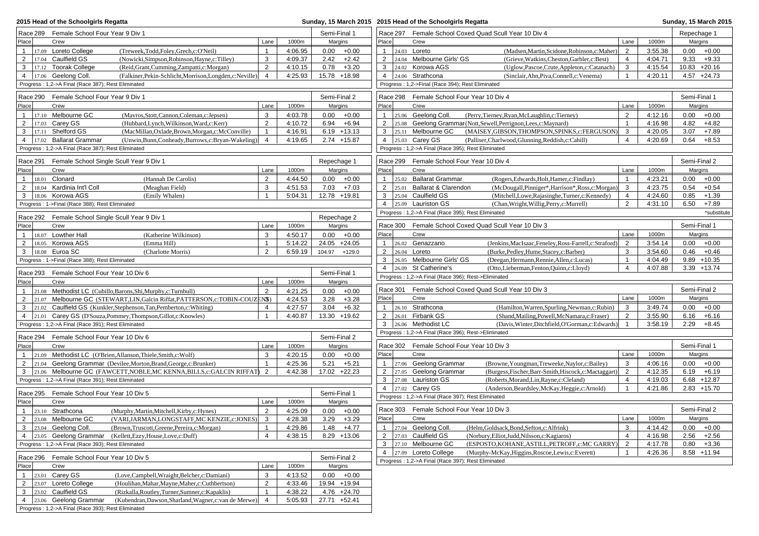## 2015 Head of the Schoolgirls Regatta

Sunday, 15 March 2015

### Race 289 Female School Four Year 9 Div 1 — Semi-Final 1

| Place | | Crew | | Lane | 1000m | Margins | |
|---|---|---|---|---|---|---|---|
| 1 | 17.09 | Loreto College | (Treweek,Todd,Foley,Grech,c:O'Neil) | 1 | 4:06.95 | 0.00 | +0.00 |
| 2 | 17.04 | Caulfield GS | (Nowicki,Simpson,Robinson,Hayne,c:Tilley) | 3 | 4:09.37 | 2.42 | +2.42 |
| 3 | 17.12 | Toorak College | (Reid,Grant,Cumming,Zampatti,c:Morgan) | 2 | 4:10.15 | 0.78 | +3.20 |
| 4 | 17.06 | Geelong Coll. | (Falkiner,Pekin-Schlicht,Morrison,Longden,c:Neville) | 4 | 4:25.93 | 15.78 | +18.98 |

Progress : 1,2->A Final (Race 387); Rest Eliminated

### Race 290 Female School Four Year 9 Div 1 — Semi-Final 2

| Place | | Crew | | Lane | 1000m | Margins | |
|---|---|---|---|---|---|---|---|
| 1 | 17.10 | Melbourne GC | (Mavros,Stott,Cannon,Coleman,c:Jepsen) | 3 | 4:03.78 | 0.00 | +0.00 |
| 2 | 17.03 | Carey GS | (Hubbard,Lynch,Wilkinson,Ward,c:Kerr) | 2 | 4:10.72 | 6.94 | +6.94 |
| 3 | 17.11 | Shelford GS | (MacMillan,Oxlade,Brown,Morgan,c:McConville) | 1 | 4:16.91 | 6.19 | +13.13 |
| 4 | 17.02 | Ballarat Grammar | (Unwin,Bunn,Conheady,Burrows,c:Bryan-Wakeling) | 4 | 4:19.65 | 2.74 | +15.87 |

Progress : 1,2->A Final (Race 387); Rest Eliminated

### Race 291 Female School Single Scull Year 9 Div 1 — Repechage 1

| Place | | Crew | | Lane | 1000m | Margins | |
|---|---|---|---|---|---|---|---|
| 1 | 18.01 | Clonard | (Hannah De Carolis) | 2 | 4:44.50 | 0.00 | +0.00 |
| 2 | 18.04 | Kardinia Int'l Coll | (Meaghan Field) | 3 | 4:51.53 | 7.03 | +7.03 |
| 3 | 18.06 | Korowa AGS | (Emily Whalen) | 1 | 5:04.31 | 12.78 | +19.81 |

Progress : 1->Final (Race 388); Rest Eliminated

### Race 292 Female School Single Scull Year 9 Div 1 — Repechage 2

| Place | | Crew | | Lane | 1000m | Margins | |
|---|---|---|---|---|---|---|---|
| 1 | 18.07 | Lowther Hall | (Katherine Wilkinson) | 3 | 4:50.17 | 0.00 | +0.00 |
| 2 | 18.05 | Korowa AGS | (Emma Hill) | 1 | 5:14.22 | 24.05 | +24.05 |
| 3 | 18.08 | Euroa SC | (Charlotte Morris) | 2 | 6:59.19 | 104.97 | +129.0 |

Progress : 1->Final (Race 388); Rest Eliminated

### Race 293 Female School Four Year 10 Div 6 — Semi-Final 1

| Place | | Crew | Lane | 1000m | Margins | |
|---|---|---|---|---|---|---|
| 1 | 21.08 | Methodist LC (Cubillo,Barons,Shi,Murphy,c:Turnbull) | 2 | 4:21.25 | 0.00 | +0.00 |
| 2 | 21.07 | Melbourne GC (STEWART,LIN,Galcin Riffat,PATTERSON,c:TOBIN-COUZENS) | 3 | 4:24.53 | 3.28 | +3.28 |
| 3 | 21.02 | Caulfield GS (Kunkler,Stephenson,Tan,Pemberton,c:Whiting) | 4 | 4:27.57 | 3.04 | +6.32 |
| 4 | 21.01 | Carey GS (D'Souza,Pommey,Thompson,Gillot,c:Knowles) | 1 | 4:40.87 | 13.30 | +19.62 |

Progress : 1,2->A Final (Race 391); Rest Eliminated

### Race 294 Female School Four Year 10 Div 6 — Semi-Final 2

| Place | | Crew | Lane | 1000m | Margins | |
|---|---|---|---|---|---|---|
| 1 | 21.09 | Methodist LC (O'Brien,Allanson,Thiele,Smith,c:Wolf) | 3 | 4:20.15 | 0.00 | +0.00 |
| 2 | 21.04 | Geelong Grammar (Devilee,Morton,Brand,George,c:Brunker) | 1 | 4:25.36 | 5.21 | +5.21 |
| 3 | 21.06 | Melbourne GC (FAWCETT,NOBLE,MC KENNA,BILLS,c:GALCIN RIFFAT) | 2 | 4:42.38 | 17.02 | +22.23 |

Progress : 1,2->A Final (Race 391); Rest Eliminated

### Race 295 Female School Four Year 10 Div 5 — Semi-Final 1

| Place | | Crew | | Lane | 1000m | Margins | |
|---|---|---|---|---|---|---|---|
| 1 | 23.10 | Strathcona | (Murphy,Martin,Mitchell,Kirby,c:Hynes) | 2 | 4:25.09 | 0.00 | +0.00 |
| 2 | 23.08 | Melbourne GC | (VARI,JARMAN,LONGSTAFF,MC KENZIE,c:JONES) | 3 | 4:28.38 | 3.29 | +3.29 |
| 3 | 23.04 | Geelong Coll. | (Brown,Truscott,Greene,Pereira,c:Morgan) | 1 | 4:29.86 | 1.48 | +4.77 |
| 4 | 23.05 | Geelong Grammar | (Kellett,Ezzy,House,Love,c:Duff) | 4 | 4:38.15 | 8.29 | +13.06 |

Progress : 1,2->A Final (Race 393); Rest Eliminated

### Race 296 Female School Four Year 10 Div 5 — Semi-Final 2

| Place | | Crew | | Lane | 1000m | Margins | |
|---|---|---|---|---|---|---|---|
| 1 | 23.01 | Carey GS | (Love,Campbell,Wraight,Belcher,c:Damiani) | 3 | 4:13.52 | 0.00 | +0.00 |
| 2 | 23.07 | Loreto College | (Houlihan,Mahar,Mayne,Maher,c:Cuthbertson) | 2 | 4:33.46 | 19.94 | +19.94 |
| 3 | 23.02 | Caulfield GS | (Rizkalla,Routley,Turner,Sumner,c:Kapaklis) | 1 | 4:38.22 | 4.76 | +24.70 |
| 4 | 23.06 | Geelong Grammar | (Kubendran,Dawson,Sharland,Wagner,c:van de Merwe) | 4 | 5:05.93 | 27.71 | +52.41 |

Progress : 1,2->A Final (Race 393); Rest Eliminated

### Race 297 Female School Coxed Quad Scull Year 10 Div 4 — Repechage 1

| Place | | Crew | | Lane | 1000m | Margins | |
|---|---|---|---|---|---|---|---|
| 1 | 24.03 | Loreto | (Madsen,Martin,Scidone,Robinson,c:Maher) | 2 | 3:55.38 | 0.00 | +0.00 |
| 2 | 24.04 | Melbourne Girls' GS | (Grieve,Watkins,Cheston,Garbler,c:Best) | 4 | 4:04.71 | 9.33 | +9.33 |
| 3 | 24.02 | Korowa AGS | (Uglow,Pascoe,Crute,Appleton,c:Catanach) | 3 | 4:15.54 | 10.83 | +20.16 |
| 4 | 24.06 | Strathcona | (Sinclair,Ahn,Piva,Connell,c:Venema) | 1 | 4:20.11 | 4.57 | +24.73 |

Progress : 1,2->Final (Race 394); Rest Eliminated

### Race 298 Female School Four Year 10 Div 4 — Semi-Final 1

| Place | | Crew | | Lane | 1000m | Margins | |
|---|---|---|---|---|---|---|---|
| 1 | 25.06 | Geelong Coll. | (Perry,Tierney,Ryan,McLaughlin,c:Tierney) | 2 | 4:12.16 | 0.00 | +0.00 |
| 2 | 25.08 | Geelong Grammar | (Nott,Sewell,Perrignon,Lees,c:Maynard) | 1 | 4:16.98 | 4.82 | +4.82 |
| 3 | 25.11 | Melbourne GC | (MAISEY,GIBSON,THOMPSON,SPINKS,c:FERGUSON) | 3 | 4:20.05 | 3.07 | +7.89 |
| 4 | 25.03 | Carey GS | (Palliser,Charlwood,Glunning,Reddish,c:Cahill) | 4 | 4:20.69 | 0.64 | +8.53 |

Progress : 1,2->A Final (Race 395); Rest Eliminated

### Race 299 Female School Four Year 10 Div 4 — Semi-Final 2

| Place | | Crew | | Lane | 1000m | Margins | |
|---|---|---|---|---|---|---|---|
| 1 | 25.02 | Ballarat Grammar | (Rogers,Edwards,Holt,Hamer,c:Findlay) | 1 | 4:23.21 | 0.00 | +0.00 |
| 2 | 25.01 | Ballarat & Clarendon | (McDougall,Pinniger*,Harrison*,Ross,c:Morgan) | 3 | 4:23.75 | 0.54 | +0.54 |
| 3 | 25.04 | Caulfield GS | (Mitchell,Lowe,Rajasinghe,Turner,c:Kennedy) | 4 | 4:24.60 | 0.85 | +1.39 |
| 4 | 25.09 | Lauriston GS | (Chan,Wright,Willig,Perry,c:Murrell) | 2 | 4:31.10 | 6.50 | +7.89 |

Progress : 1,2->A Final (Race 395); Rest Eliminated — *substitute

### Race 300 Female School Coxed Quad Scull Year 10 Div 3 — Semi-Final 1

| Place | | Crew | | Lane | 1000m | Margins | |
|---|---|---|---|---|---|---|---|
| 1 | 26.02 | Genazzano | (Jenkins,MacIsaac,Feneley,Ross-Farrell,c:Straford) | 2 | 3:54.14 | 0.00 | +0.00 |
| 2 | 26.04 | Loreto | (Burke,Pedley,Hume,Stacey,c:Barber) | 3 | 3:54.60 | 0.46 | +0.46 |
| 3 | 26.05 | Melbourne Girls' GS | (Deegan,Hermann,Rennie,Allen,c:Lucas) | 1 | 4:04.49 | 9.89 | +10.35 |
| 4 | 26.09 | St Catherine's | (Otto,Lieberman,Fenton,Quinn,c:Lloyd) | 4 | 4:07.88 | 3.39 | +13.74 |

Progress : 1,2->A Final (Race 396); Rest->Eliminated

### Race 301 Female School Coxed Quad Scull Year 10 Div 3 — Semi-Final 2

| Place | | Crew | | Lane | 1000m | Margins | |
|---|---|---|---|---|---|---|---|
| 1 | 26.10 | Strathcona | (Hamilton,Warren,Spurling,Newman,c:Rubin) | 3 | 3:49.74 | 0.00 | +0.00 |
| 2 | 26.01 | Firbank GS | (Shand,Mailing,Powell,McNamara,c:Fraser) | 2 | 3:55.90 | 6.16 | +6.16 |
| 3 | 26.06 | Methodist LC | (Davis,Winter,Ditchfield,O'Gorman,c:Edwards) | 1 | 3:58.19 | 2.29 | +8.45 |

Progress : 1,2->A Final (Race 396); Rest->Eliminated

### Race 302 Female School Four Year 10 Div 3 — Semi-Final 1

| Place | | Crew | | Lane | 1000m | Margins | |
|---|---|---|---|---|---|---|---|
| 1 | 27.06 | Geelong Grammar | (Browne,Youngman,Treweeke,Naylor,c:Bailey) | 3 | 4:06.16 | 0.00 | +0.00 |
| 2 | 27.05 | Geelong Grammar | (Burgess,Fischer,Barr-Smith,Hiscock,c:Mactaggart) | 2 | 4:12.35 | 6.19 | +6.19 |
| 3 | 27.08 | Lauriston GS | (Roberts,Morand,Lin,Rayne,c:Cleland) | 4 | 4:19.03 | 6.68 | +12.87 |
| 4 | 27.02 | Carey GS | (Anderson,Beardsley,McKay,Heggie,c:Arnold) | 1 | 4:21.86 | 2.83 | +15.70 |

Progress : 1,2->A Final (Race 397); Rest Eliminated

### Race 303 Female School Four Year 10 Div 3 — Semi-Final 2

| Place | | Crew | | Lane | 1000m | Margins | |
|---|---|---|---|---|---|---|---|
| 1 | 27.04 | Geelong Coll. | (Helm,Goldsack,Bond,Sefton,c:Alfrink) | 3 | 4:14.42 | 0.00 | +0.00 |
| 2 | 27.03 | Caulfield GS | (Norbury,Elliot,Judd,Nilsson,c:Kagiaros) | 4 | 4:16.98 | 2.56 | +2.56 |
| 3 | 27.10 | Melbourne GC | (ESPOSTO,KOHANE,ASTILL,PETROFF,c:MC GARRY) | 2 | 4:17.78 | 0.80 | +3.36 |
| 4 | 27.09 | Loreto College | (Murphy-McKay,Higgins,Roscoe,Lewis,c:Everett) | 1 | 4:26.36 | 8.58 | +11.94 |

Progress : 1,2->A Final (Race 397); Rest Eliminated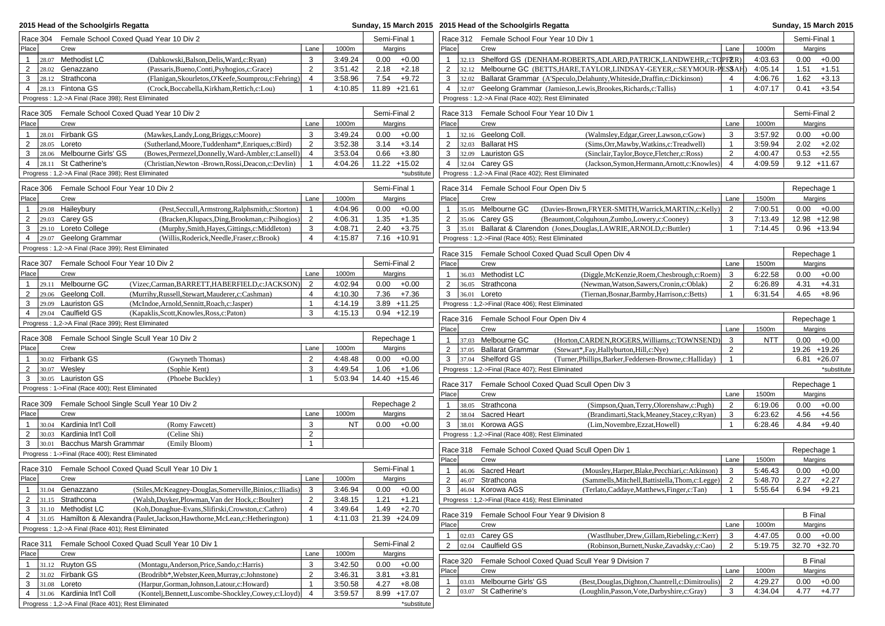## 2015 Head of the Schoolgirls Regatta

Sunday, 15 March 2015

### Race 304 Female School Coxed Quad Year 10 Div 2 — Semi-Final 1

| Place | | Crew | | Lane | 1000m | Margins | |
|---|---|---|---|---|---|---|---|
| 1 | 28.07 | Methodist LC | (Dabkowski,Balson,Delis,Ward,c:Ryan) | 3 | 3:49.24 | 0.00 | +0.00 |
| 2 | 28.02 | Genazzano | (Passaris,Bueno,Conti,Psyhogios,c:Grace) | 2 | 3:51.42 | 2.18 | +2.18 |
| 3 | 28.12 | Strathcona | (Flanigan,Skourletos,O'Keefe,Soumprou,c:Fehring) | 4 | 3:58.96 | 7.54 | +9.72 |
| 4 | 28.13 | Fintona GS | (Crock,Boccabella,Kirkham,Rettich,c:Lou) | 1 | 4:10.85 | 11.89 | +21.61 |

Progress : 1,2->A Final (Race 398); Rest Eliminated

### Race 305 Female School Coxed Quad Year 10 Div 2 — Semi-Final 2

| Place | | Crew | | Lane | 1000m | Margins | |
|---|---|---|---|---|---|---|---|
| 1 | 28.01 | Firbank GS | (Mawkes,Landy,Long,Briggs,c:Moore) | 3 | 3:49.24 | 0.00 | +0.00 |
| 2 | 28.05 | Loreto | (Sutherland,Moore,Tuddenham*,Enriques,c:Bird) | 2 | 3:52.38 | 3.14 | +3.14 |
| 3 | 28.06 | Melbourne Girls' GS | (Bowes,Permezel,Donnelly,Ward-Ambler,c:Lansell) | 4 | 3:53.04 | 0.66 | +3.80 |
| 4 | 28.11 | St Catherine's | (Christian,Newton -Brown,Rossi,Deacon,c:Devlin) | 1 | 4:04.26 | 11.22 | +15.02 |

Progress : 1,2->A Final (Race 398); Rest Eliminated — *substitute

### Race 306 Female School Four Year 10 Div 2 — Semi-Final 1

| Place | | Crew | | Lane | 1000m | Margins | |
|---|---|---|---|---|---|---|---|
| 1 | 29.08 | Haileybury | (Pest,Seccull,Armstrong,Ralphsmith,c:Storton) | 1 | 4:04.96 | 0.00 | +0.00 |
| 2 | 29.03 | Carey GS | (Bracken,Klupacs,Ding,Brookman,c:Psihogios) | 2 | 4:06.31 | 1.35 | +1.35 |
| 3 | 29.10 | Loreto College | (Murphy,Smith,Hayes,Gittings,c:Middleton) | 3 | 4:08.71 | 2.40 | +3.75 |
| 4 | 29.07 | Geelong Grammar | (Willis,Roderick,Needle,Fraser,c:Brook) | 4 | 4:15.87 | 7.16 | +10.91 |

Progress : 1,2->A Final (Race 399); Rest Eliminated

### Race 307 Female School Four Year 10 Div 2 — Semi-Final 2

| Place | | Crew | | Lane | 1000m | Margins | |
|---|---|---|---|---|---|---|---|
| 1 | 29.11 | Melbourne GC | (Vizec,Carman,BARRETT,HABERFIELD,c:JACKSON) | 2 | 4:02.94 | 0.00 | +0.00 |
| 2 | 29.06 | Geelong Coll. | (Murrihy,Russell,Stewart,Mauderer,c:Cashman) | 4 | 4:10.30 | 7.36 | +7.36 |
| 3 | 29.09 | Lauriston GS | (McIndoe,Arnold,Sennitt,Roach,c:Jasper) | 1 | 4:14.19 | 3.89 | +11.25 |
| 4 | 29.04 | Caulfield GS | (Kapaklis,Scott,Knowles,Ross,c:Paton) | 3 | 4:15.13 | 0.94 | +12.19 |

Progress : 1,2->A Final (Race 399); Rest Eliminated

### Race 308 Female School Single Scull Year 10 Div 2 — Repechage 1

| Place | | Crew | | Lane | 1000m | Margins | |
|---|---|---|---|---|---|---|---|
| 1 | 30.02 | Firbank GS | (Gwyneth Thomas) | 2 | 4:48.48 | 0.00 | +0.00 |
| 2 | 30.07 | Wesley | (Sophie Kent) | 3 | 4:49.54 | 1.06 | +1.06 |
| 3 | 30.05 | Lauriston GS | (Phoebe Buckley) | 1 | 5:03.94 | 14.40 | +15.46 |

Progress : 1->Final (Race 400); Rest Eliminated

### Race 309 Female School Single Scull Year 10 Div 2 — Repechage 2

| Place | | Crew | | Lane | 1000m | Margins | |
|---|---|---|---|---|---|---|---|
| 1 | 30.04 | Kardinia Int'l Coll | (Romy Fawcett) | 3 | NT | 0.00 | +0.00 |
| 2 | 30.03 | Kardinia Int'l Coll | (Celine Shi) | 2 | | | |
| 3 | 30.01 | Bacchus Marsh Grammar | (Emily Bloom) | 1 | | | |

Progress : 1->Final (Race 400); Rest Eliminated

### Race 310 Female School Coxed Quad Scull Year 10 Div 1 — Semi-Final 1

| Place | | Crew | | Lane | 1000m | Margins | |
|---|---|---|---|---|---|---|---|
| 1 | 31.04 | Genazzano | (Stiles,McKeagney-Douglas,Somerville,Binios,c:Iliadis) | 3 | 3:46.94 | 0.00 | +0.00 |
| 2 | 31.15 | Strathcona | (Walsh,Duyker,Plowman,Van der Hock,c:Boulter) | 2 | 3:48.15 | 1.21 | +1.21 |
| 3 | 31.10 | Methodist LC | (Koh,Donaghue-Evans,Slifirski,Crowston,c:Cathro) | 4 | 3:49.64 | 1.49 | +2.70 |
| 4 | 31.05 | Hamilton & Alexandra | (Paulet,Jackson,Hawthorne,McLean,c:Hetherington) | 1 | 4:11.03 | 21.39 | +24.09 |

Progress : 1,2->A Final (Race 401); Rest Eliminated

### Race 311 Female School Coxed Quad Scull Year 10 Div 1 — Semi-Final 2

| Place | | Crew | | Lane | 1000m | Margins | |
|---|---|---|---|---|---|---|---|
| 1 | 31.12 | Ruyton GS | (Montagu,Anderson,Price,Sando,c:Harris) | 3 | 3:42.50 | 0.00 | +0.00 |
| 2 | 31.02 | Firbank GS | (Brodribb*,Webster,Keen,Murray,c:Johnstone) | 2 | 3:46.31 | 3.81 | +3.81 |
| 3 | 31.08 | Loreto | (Harpur,Gorman,Johnson,Latour,c:Howard) | 1 | 3:50.58 | 4.27 | +8.08 |
| 4 | 31.06 | Kardinia Int'l Coll | (Kontelj,Bennett,Luscombe-Shockley,Cowey,c:Lloyd) | 4 | 3:59.57 | 8.99 | +17.07 |

Progress : 1,2->A Final (Race 401); Rest Eliminated — *substitute

### Race 312 Female School Four Year 10 Div 1 — Semi-Final 1

| Place | | Crew | | Lane | 1000m | Margins | |
|---|---|---|---|---|---|---|---|
| 1 | 32.13 | Shelford GS | (DENHAM-ROBERTS,ADLARD,PATRICK,LANDWEHR,c:TOPFER) | 2 | 4:03.63 | 0.00 | +0.00 |
| 2 | 32.12 | Melbourne GC | (BETTS,HARE,TAYLOR,LINDSAY-GEYER,c:SEYMOUR-PESSAH) | 3 | 4:05.14 | 1.51 | +1.51 |
| 3 | 32.02 | Ballarat Grammar | (A'Speculo,Delahunty,Whiteside,Draffin,c:Dickinson) | 4 | 4:06.76 | 1.62 | +3.13 |
| 4 | 32.07 | Geelong Grammar | (Jamieson,Lewis,Brookes,Richards,c:Tallis) | 1 | 4:07.17 | 0.41 | +3.54 |

Progress : 1,2->A Final (Race 402); Rest Eliminated

### Race 313 Female School Four Year 10 Div 1 — Semi-Final 2

| Place | | Crew | | Lane | 1000m | Margins | |
|---|---|---|---|---|---|---|---|
| 1 | 32.16 | Geelong Coll. | (Walmsley,Edgar,Greer,Lawson,c:Gow) | 3 | 3:57.92 | 0.00 | +0.00 |
| 2 | 32.03 | Ballarat HS | (Sims,Orr,Mawby,Watkins,c:Treadwell) | 1 | 3:59.94 | 2.02 | +2.02 |
| 3 | 32.09 | Lauriston GS | (Sinclair,Taylor,Boyce,Fletcher,c:Ross) | 2 | 4:00.47 | 0.53 | +2.55 |
| 4 | 32.04 | Carey GS | (Jackson,Symon,Hermann,Arnott,c:Knowles) | 4 | 4:09.59 | 9.12 | +11.67 |

Progress : 1,2->A Final (Race 402); Rest Eliminated

### Race 314 Female School Four Open Div 5 — Repechage 1

| Place | | Crew | | Lane | 1500m | Margins | |
|---|---|---|---|---|---|---|---|
| 1 | 35.05 | Melbourne GC | (Davies-Brown,FRYER-SMITH,Warrick,MARTIN,c:Kelly) | 2 | 7:00.51 | 0.00 | +0.00 |
| 2 | 35.06 | Carey GS | (Beaumont,Colquhoun,Zumbo,Lowery,c:Cooney) | 3 | 7:13.49 | 12.98 | +12.98 |
| 3 | 35.01 | Ballarat & Clarendon | (Jones,Douglas,LAWRIE,ARNOLD,c:Buttler) | 1 | 7:14.45 | 0.96 | +13.94 |

Progress : 1,2->Final (Race 405); Rest Eliminated

### Race 315 Female School Coxed Quad Scull Open Div 4 — Repechage 1

| Place | | Crew | | Lane | 1500m | Margins | |
|---|---|---|---|---|---|---|---|
| 1 | 36.03 | Methodist LC | (Diggle,McKenzie,Roem,Chesbrough,c:Roem) | 3 | 6:22.58 | 0.00 | +0.00 |
| 2 | 36.05 | Strathcona | (Newman,Watson,Sawers,Cronin,c:Oblak) | 2 | 6:26.89 | 4.31 | +4.31 |
| 3 | 36.01 | Loreto | (Tiernan,Bosnar,Barmby,Harrison,c:Betts) | 1 | 6:31.54 | 4.65 | +8.96 |

Progress : 1,2->Final (Race 406); Rest Eliminated

### Race 316 Female School Four Open Div 4 — Repechage 1

| Place | | Crew | | Lane | 1500m | Margins | |
|---|---|---|---|---|---|---|---|
| 1 | 37.03 | Melbourne GC | (Horton,CARDEN,ROGERS,Williams,c:TOWNSEND) | 3 | NTT | 0.00 | +0.00 |
| 2 | 37.05 | Ballarat Grammar | (Stewart*,Fay,Hallyburton,Hill,c:Nye) | 2 | | 19.26 | +19.26 |
| 3 | 37.04 | Shelford GS | (Turner,Phillips,Barker,Feddersen-Browne,c:Halliday) | 1 | | 6.81 | +26.07 |

Progress : 1,2->Final (Race 407); Rest Eliminated — *substitute

### Race 317 Female School Coxed Quad Scull Open Div 3 — Repechage 1

| Place | | Crew | | Lane | 1500m | Margins | |
|---|---|---|---|---|---|---|---|
| 1 | 38.05 | Strathcona | (Simpson,Quan,Terry,Olorenshaw,c:Pugh) | 2 | 6:19.06 | 0.00 | +0.00 |
| 2 | 38.04 | Sacred Heart | (Brandimarti,Stack,Meaney,Stacey,c:Ryan) | 3 | 6:23.62 | 4.56 | +4.56 |
| 3 | 38.01 | Korowa AGS | (Lim,Novembre,Ezzat,Howell) | 1 | 6:28.46 | 4.84 | +9.40 |

Progress : 1,2->Final (Race 408); Rest Eliminated

### Race 318 Female School Coxed Quad Scull Open Div 1 — Repechage 1

| Place | | Crew | | Lane | 1500m | Margins | |
|---|---|---|---|---|---|---|---|
| 1 | 46.06 | Sacred Heart | (Mousley,Harper,Blake,Pecchiari,c:Atkinson) | 3 | 5:46.43 | 0.00 | +0.00 |
| 2 | 46.07 | Strathcona | (Sammells,Mitchell,Battistella,Thom,c:Legge) | 2 | 5:48.70 | 2.27 | +2.27 |
| 3 | 46.04 | Korowa AGS | (Terlato,Caddaye,Matthews,Finger,c:Tan) | 1 | 5:55.64 | 6.94 | +9.21 |

Progress : 1,2->A Final (Race 416); Rest Eliminated

### Race 319 Female School Four Year 9 Division 8 — B Final

| Place | | Crew | | Lane | 1000m | Margins | |
|---|---|---|---|---|---|---|---|
| 1 | 02.03 | Carey GS | (Wastlhuber,Drew,Gillam,Riebeling,c:Kerr) | 3 | 4:47.05 | 0.00 | +0.00 |
| 2 | 02.04 | Caulfield GS | (Robinson,Burnett,Nuske,Zavadsky,c:Cao) | 2 | 5:19.75 | 32.70 | +32.70 |

### Race 320 Female School Coxed Quad Scull Year 9 Division 7 — B Final

| Place | | Crew | | Lane | 1000m | Margins | |
|---|---|---|---|---|---|---|---|
| 1 | 03.03 | Melbourne Girls' GS | (Best,Douglas,Dighton,Chantrell,c:Dimitroulis) | 2 | 4:29.27 | 0.00 | +0.00 |
| 2 | 03.07 | St Catherine's | (Loughlin,Passon,Vote,Darbyshire,c:Gray) | 3 | 4:34.04 | 4.77 | +4.77 |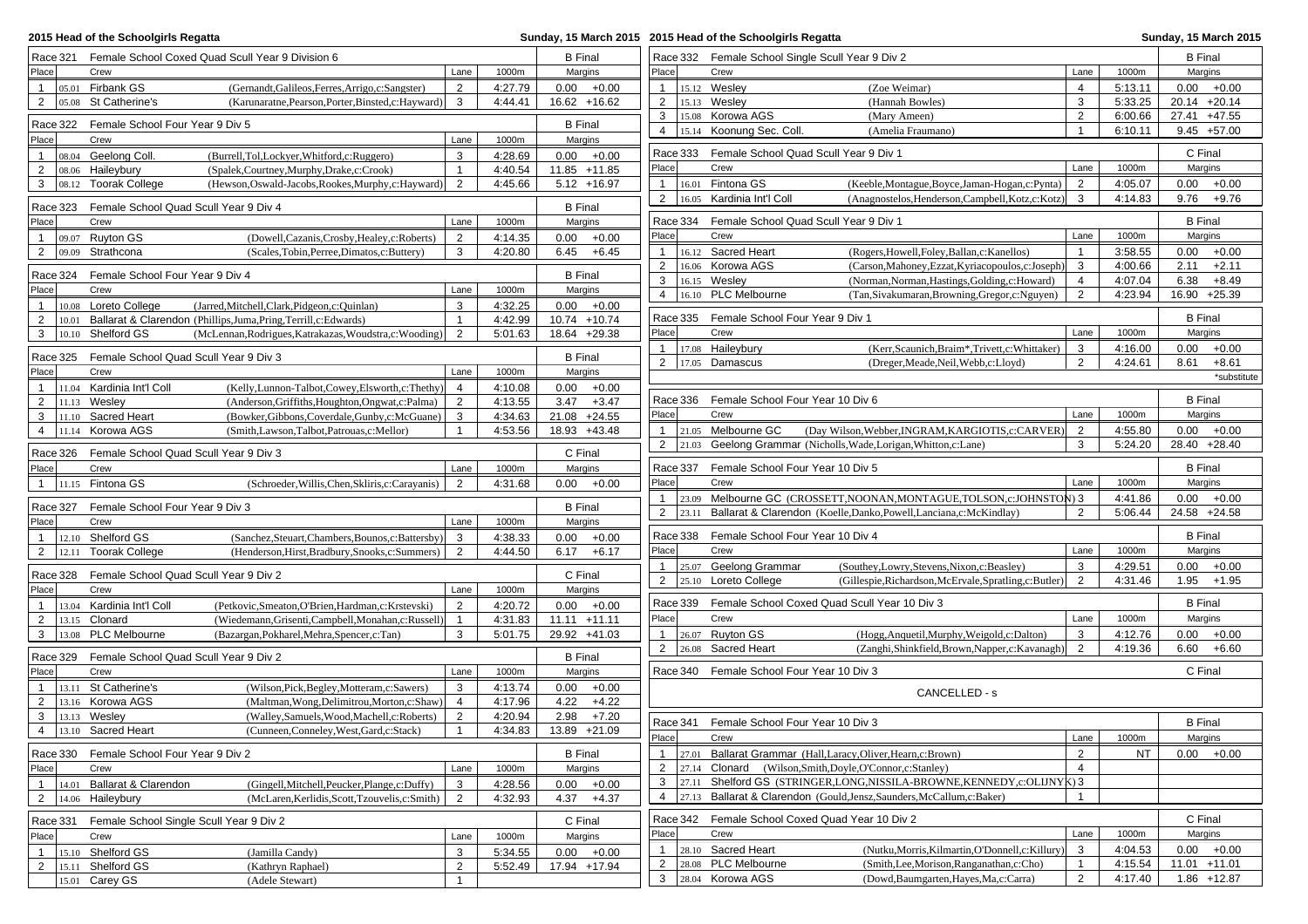# 2015 Head of the Schoolgirls Regatta

Sunday, 15 March 2015

## Race 321 Female School Coxed Quad Scull Year 9 Division 6 — B Final

| Place | | Crew | | Lane | 1000m | Margins | |
|---|---|---|---|---|---|---|---|
| 1 | 05.01 | Firbank GS | (Gernandt,Galileos,Ferres,Arrigo,c:Sangster) | 2 | 4:27.79 | 0.00 | +0.00 |
| 2 | 05.08 | St Catherine's | (Karunaratne,Pearson,Porter,Binsted,c:Hayward) | 3 | 4:44.41 | 16.62 | +16.62 |

## Race 322 Female School Four Year 9 Div 5 — B Final

| Place | | Crew | | Lane | 1000m | Margins | |
|---|---|---|---|---|---|---|---|
| 1 | 08.04 | Geelong Coll. | (Burrell,Tol,Lockyer,Whitford,c:Ruggero) | 3 | 4:28.69 | 0.00 | +0.00 |
| 2 | 08.06 | Haileybury | (Spalek,Courtney,Murphy,Drake,c:Crook) | 1 | 4:40.54 | 11.85 | +11.85 |
| 3 | 08.12 | Toorak College | (Hewson,Oswald-Jacobs,Rookes,Murphy,c:Hayward) | 2 | 4:45.66 | 5.12 | +16.97 |

## Race 323 Female School Quad Scull Year 9 Div 4 — B Final

| Place | | Crew | | Lane | 1000m | Margins | |
|---|---|---|---|---|---|---|---|
| 1 | 09.07 | Ruyton GS | (Dowell,Cazanis,Crosby,Healey,c:Roberts) | 2 | 4:14.35 | 0.00 | +0.00 |
| 2 | 09.09 | Strathcona | (Scales,Tobin,Perree,Dimatos,c:Buttery) | 3 | 4:20.80 | 6.45 | +6.45 |

## Race 324 Female School Four Year 9 Div 4 — B Final

| Place | | Crew | | Lane | 1000m | Margins | |
|---|---|---|---|---|---|---|---|
| 1 | 10.08 | Loreto College | (Jarred,Mitchell,Clark,Pidgeon,c:Quinlan) | 3 | 4:32.25 | 0.00 | +0.00 |
| 2 | 10.01 | Ballarat & Clarendon | (Phillips,Juma,Pring,Terrill,c:Edwards) | 1 | 4:42.99 | 10.74 | +10.74 |
| 3 | 10.10 | Shelford GS | (McLennan,Rodrigues,Katrakazas,Woudstra,c:Wooding) | 2 | 5:01.63 | 18.64 | +29.38 |

## Race 325 Female School Quad Scull Year 9 Div 3 — B Final

| Place | | Crew | | Lane | 1000m | Margins | |
|---|---|---|---|---|---|---|---|
| 1 | 11.04 | Kardinia Int'l Coll | (Kelly,Lunnon-Talbot,Cowey,Elsworth,c:Thethy) | 4 | 4:10.08 | 0.00 | +0.00 |
| 2 | 11.13 | Wesley | (Anderson,Griffiths,Houghton,Ongwat,c:Palma) | 2 | 4:13.55 | 3.47 | +3.47 |
| 3 | 11.10 | Sacred Heart | (Bowker,Gibbons,Coverdale,Gunby,c:McGuane) | 3 | 4:34.63 | 21.08 | +24.55 |
| 4 | 11.14 | Korowa AGS | (Smith,Lawson,Talbot,Patrouas,c:Mellor) | 1 | 4:53.56 | 18.93 | +43.48 |

## Race 326 Female School Quad Scull Year 9 Div 3 — C Final

| Place | | Crew | | Lane | 1000m | Margins | |
|---|---|---|---|---|---|---|---|
| 1 | 11.15 | Fintona GS | (Schroeder,Willis,Chen,Skliris,c:Carayanis) | 2 | 4:31.68 | 0.00 | +0.00 |

## Race 327 Female School Four Year 9 Div 3 — B Final

| Place | | Crew | | Lane | 1000m | Margins | |
|---|---|---|---|---|---|---|---|
| 1 | 12.10 | Shelford GS | (Sanchez,Steuart,Chambers,Bounos,c:Battersby) | 3 | 4:38.33 | 0.00 | +0.00 |
| 2 | 12.11 | Toorak College | (Henderson,Hirst,Bradbury,Snooks,c:Summers) | 2 | 4:44.50 | 6.17 | +6.17 |

## Race 328 Female School Quad Scull Year 9 Div 2 — C Final

| Place | | Crew | | Lane | 1000m | Margins | |
|---|---|---|---|---|---|---|---|
| 1 | 13.04 | Kardinia Int'l Coll | (Petkovic,Smeaton,O'Brien,Hardman,c:Krstevski) | 2 | 4:20.72 | 0.00 | +0.00 |
| 2 | 13.15 | Clonard | (Wiedemann,Grisenti,Campbell,Monahan,c:Russell) | 1 | 4:31.83 | 11.11 | +11.11 |
| 3 | 13.08 | PLC Melbourne | (Bazargan,Pokharel,Mehra,Spencer,c:Tan) | 3 | 5:01.75 | 29.92 | +41.03 |

## Race 329 Female School Quad Scull Year 9 Div 2 — B Final

| Place | | Crew | | Lane | 1000m | Margins | |
|---|---|---|---|---|---|---|---|
| 1 | 13.11 | St Catherine's | (Wilson,Pick,Begley,Motteram,c:Sawers) | 3 | 4:13.74 | 0.00 | +0.00 |
| 2 | 13.16 | Korowa AGS | (Maltman,Wong,Delimitrou,Morton,c:Shaw) | 4 | 4:17.96 | 4.22 | +4.22 |
| 3 | 13.13 | Wesley | (Walley,Samuels,Wood,Machell,c:Roberts) | 2 | 4:20.94 | 2.98 | +7.20 |
| 4 | 13.10 | Sacred Heart | (Cunneen,Conneley,West,Gard,c:Stack) | 1 | 4:34.83 | 13.89 | +21.09 |

## Race 330 Female School Four Year 9 Div 2 — B Final

| Place | | Crew | | Lane | 1000m | Margins | |
|---|---|---|---|---|---|---|---|
| 1 | 14.01 | Ballarat & Clarendon | (Gingell,Mitchell,Peucker,Plange,c:Duffy) | 3 | 4:28.56 | 0.00 | +0.00 |
| 2 | 14.06 | Haileybury | (McLaren,Kerlidis,Scott,Tzouvelis,c:Smith) | 2 | 4:32.93 | 4.37 | +4.37 |

## Race 331 Female School Single Scull Year 9 Div 2 — C Final

| Place | | Crew | | Lane | 1000m | Margins | |
|---|---|---|---|---|---|---|---|
| 1 | 15.10 | Shelford GS | (Jamilla Candy) | 3 | 5:34.55 | 0.00 | +0.00 |
| 2 | 15.11 | Shelford GS | (Kathryn Raphael) | 2 | 5:52.49 | 17.94 | +17.94 |
| | 15.01 | Carey GS | (Adele Stewart) | 1 | | | |

## Race 332 Female School Single Scull Year 9 Div 2 — B Final

| Place | | Crew | | Lane | 1000m | Margins | |
|---|---|---|---|---|---|---|---|
| 1 | 15.12 | Wesley | (Zoe Weimar) | 4 | 5:13.11 | 0.00 | +0.00 |
| 2 | 15.13 | Wesley | (Hannah Bowles) | 3 | 5:33.25 | 20.14 | +20.14 |
| 3 | 15.08 | Korowa AGS | (Mary Ameen) | 2 | 6:00.66 | 27.41 | +47.55 |
| 4 | 15.14 | Koonung Sec. Coll. | (Amelia Fraumano) | 1 | 6:10.11 | 9.45 | +57.00 |

## Race 333 Female School Quad Scull Year 9 Div 1 — C Final

| Place | | Crew | | Lane | 1000m | Margins | |
|---|---|---|---|---|---|---|---|
| 1 | 16.01 | Fintona GS | (Keeble,Montague,Boyce,Jaman-Hogan,c:Pynta) | 2 | 4:05.07 | 0.00 | +0.00 |
| 2 | 16.05 | Kardinia Int'l Coll | (Anagnostelos,Henderson,Campbell,Kotz,c:Kotz) | 3 | 4:14.83 | 9.76 | +9.76 |

## Race 334 Female School Quad Scull Year 9 Div 1 — B Final

| Place | | Crew | | Lane | 1000m | Margins | |
|---|---|---|---|---|---|---|---|
| 1 | 16.12 | Sacred Heart | (Rogers,Howell,Foley,Ballan,c:Kanellos) | 1 | 3:58.55 | 0.00 | +0.00 |
| 2 | 16.06 | Korowa AGS | (Carson,Mahoney,Ezzat,Kyriacopoulos,c:Joseph) | 3 | 4:00.66 | 2.11 | +2.11 |
| 3 | 16.15 | Wesley | (Norman,Norman,Hastings,Golding,c:Howard) | 4 | 4:07.04 | 6.38 | +8.49 |
| 4 | 16.10 | PLC Melbourne | (Tan,Sivakumaran,Browning,Gregor,c:Nguyen) | 2 | 4:23.94 | 16.90 | +25.39 |

## Race 335 Female School Four Year 9 Div 1 — B Final

| Place | | Crew | | Lane | 1000m | Margins | |
|---|---|---|---|---|---|---|---|
| 1 | 17.08 | Haileybury | (Kerr,Scaunich,Braim*,Trivett,c:Whittaker) | 3 | 4:16.00 | 0.00 | +0.00 |
| 2 | 17.05 | Damascus | (Dreger,Meade,Neil,Webb,c:Lloyd) | 2 | 4:24.61 | 8.61 | +8.61 |

*substitute

## Race 336 Female School Four Year 10 Div 6 — B Final

| Place | | Crew | | Lane | 1000m | Margins | |
|---|---|---|---|---|---|---|---|
| 1 | 21.05 | Melbourne GC | (Day Wilson,Webber,INGRAM,KARGIOTIS,c:CARVER) | 2 | 4:55.80 | 0.00 | +0.00 |
| 2 | 21.03 | Geelong Grammar | (Nicholls,Wade,Lorigan,Whitton,c:Lane) | 3 | 5:24.20 | 28.40 | +28.40 |

## Race 337 Female School Four Year 10 Div 5 — B Final

| Place | | Crew | | Lane | 1000m | Margins | |
|---|---|---|---|---|---|---|---|
| 1 | 23.09 | Melbourne GC | (CROSSETT,NOONAN,MONTAGUE,TOLSON,c:JOHNSTON) | 3 | 4:41.86 | 0.00 | +0.00 |
| 2 | 23.11 | Ballarat & Clarendon | (Koelle,Danko,Powell,Lanciana,c:McKindlay) | 2 | 5:06.44 | 24.58 | +24.58 |

## Race 338 Female School Four Year 10 Div 4 — B Final

| Place | | Crew | | Lane | 1000m | Margins | |
|---|---|---|---|---|---|---|---|
| 1 | 25.07 | Geelong Grammar | (Southey,Lowry,Stevens,Nixon,c:Beasley) | 3 | 4:29.51 | 0.00 | +0.00 |
| 2 | 25.10 | Loreto College | (Gillespie,Richardson,McErvale,Spratling,c:Butler) | 2 | 4:31.46 | 1.95 | +1.95 |

## Race 339 Female School Coxed Quad Scull Year 10 Div 3 — B Final

| Place | | Crew | | Lane | 1000m | Margins | |
|---|---|---|---|---|---|---|---|
| 1 | 26.07 | Ruyton GS | (Hogg,Anquetil,Murphy,Weigold,c:Dalton) | 3 | 4:12.76 | 0.00 | +0.00 |
| 2 | 26.08 | Sacred Heart | (Zanghi,Shinkfield,Brown,Napper,c:Kavanagh) | 2 | 4:19.36 | 6.60 | +6.60 |

## Race 340 Female School Four Year 10 Div 3 — C Final

CANCELLED - s

## Race 341 Female School Four Year 10 Div 3 — B Final

| Place | | Crew | | Lane | 1000m | Margins | |
|---|---|---|---|---|---|---|---|
| 1 | 27.01 | Ballarat Grammar | (Hall,Laracy,Oliver,Hearn,c:Brown) | 2 | NT | 0.00 | +0.00 |
| 2 | 27.14 | Clonard | (Wilson,Smith,Doyle,O'Connor,c:Stanley) | 4 | | | |
| 3 | 27.11 | Shelford GS | (STRINGER,LONG,NISSILA-BROWNE,KENNEDY,c:OLIJNYK) | 3 | | | |
| 4 | 27.13 | Ballarat & Clarendon | (Gould,Jensz,Saunders,McCallum,c:Baker) | 1 | | | |

## Race 342 Female School Coxed Quad Year 10 Div 2 — C Final

| Place | | Crew | | Lane | 1000m | Margins | |
|---|---|---|---|---|---|---|---|
| 1 | 28.10 | Sacred Heart | (Nutku,Morris,Kilmartin,O'Donnell,c:Killury) | 3 | 4:04.53 | 0.00 | +0.00 |
| 2 | 28.08 | PLC Melbourne | (Smith,Lee,Morison,Ranganathan,c:Cho) | 1 | 4:15.54 | 11.01 | +11.01 |
| 3 | 28.04 | Korowa AGS | (Dowd,Baumgarten,Hayes,Ma,c:Carra) | 2 | 4:17.40 | 1.86 | +12.87 |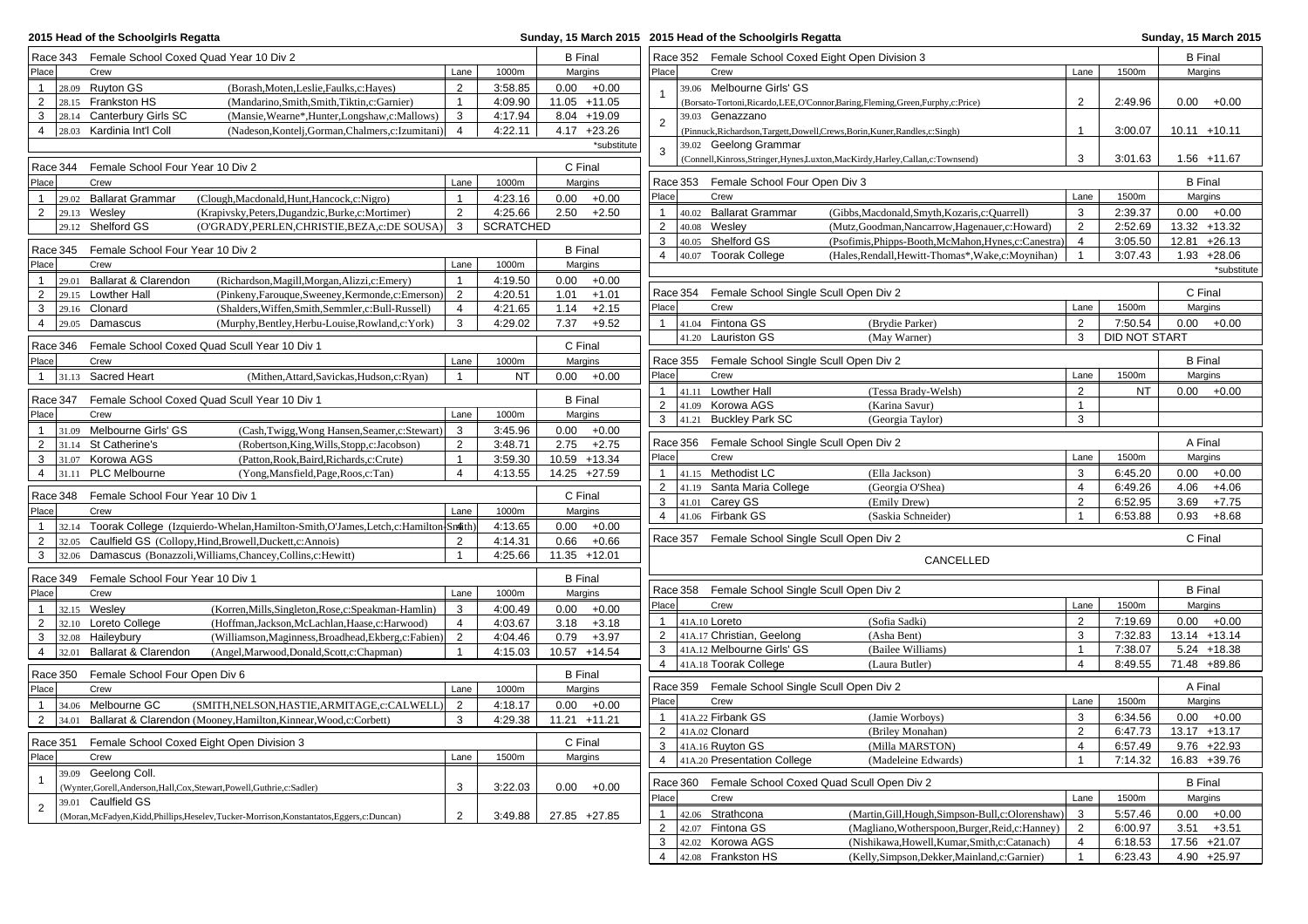## Race 343 Female School Coxed Quad Year 10 Div 2 — B Final

| Place | | Crew | | Lane | 1000m | Margins | |
|---|---|---|---|---|---|---|---|
| 1 | 28.09 | Ruyton GS | (Borash,Moten,Leslie,Faulks,c:Hayes) | 2 | 3:58.85 | 0.00 | +0.00 |
| 2 | 28.15 | Frankston HS | (Mandarino,Smith,Smith,Tiktin,c:Garnier) | 1 | 4:09.90 | 11.05 | +11.05 |
| 3 | 28.14 | Canterbury Girls SC | (Mansie,Wearne*,Hunter,Longshaw,c:Mallows) | 3 | 4:17.94 | 8.04 | +19.09 |
| 4 | 28.03 | Kardinia Int'l Coll | (Nadeson,Kontelj,Gorman,Chalmers,c:Izumitani) | 4 | 4:22.11 | 4.17 | +23.26 |

*substitute

## Race 344 Female School Four Year 10 Div 2 — C Final

| Place | | Crew | | Lane | 1000m | Margins | |
|---|---|---|---|---|---|---|---|
| 1 | 29.02 | Ballarat Grammar | (Clough,Macdonald,Hunt,Hancock,c:Nigro) | 1 | 4:23.16 | 0.00 | +0.00 |
| 2 | 29.13 | Wesley | (Krapivsky,Peters,Dugandzic,Burke,c:Mortimer) | 2 | 4:25.66 | 2.50 | +2.50 |
| | 29.12 | Shelford GS | (O'GRADY,PERLEN,CHRISTIE,BEZA,c:DE SOUSA) | 3 | SCRATCHED | | |

## Race 345 Female School Four Year 10 Div 2 — B Final

| Place | | Crew | | Lane | 1000m | Margins | |
|---|---|---|---|---|---|---|---|
| 1 | 29.01 | Ballarat & Clarendon | (Richardson,Magill,Morgan,Alizzi,c:Emery) | 1 | 4:19.50 | 0.00 | +0.00 |
| 2 | 29.15 | Lowther Hall | (Pinkeny,Farouque,Sweeney,Kermonde,c:Emerson) | 2 | 4:20.51 | 1.01 | +1.01 |
| 3 | 29.16 | Clonard | (Shalders,Wiffen,Smith,Semmler,c:Bull-Russell) | 4 | 4:21.65 | 1.14 | +2.15 |
| 4 | 29.05 | Damascus | (Murphy,Bentley,Herbu-Louise,Rowland,c:York) | 3 | 4:29.02 | 7.37 | +9.52 |

## Race 346 Female School Coxed Quad Scull Year 10 Div 1 — C Final

| Place | | Crew | | Lane | 1000m | Margins | |
|---|---|---|---|---|---|---|---|
| 1 | 31.13 | Sacred Heart | (Mithen,Attard,Savickas,Hudson,c:Ryan) | 1 | NT | 0.00 | +0.00 |

## Race 347 Female School Coxed Quad Scull Year 10 Div 1 — B Final

| Place | | Crew | | Lane | 1000m | Margins | |
|---|---|---|---|---|---|---|---|
| 1 | 31.09 | Melbourne Girls' GS | (Cash,Twigg,Wong Hansen,Seamer,c:Stewart) | 3 | 3:45.96 | 0.00 | +0.00 |
| 2 | 31.14 | St Catherine's | (Robertson,King,Wills,Stopp,c:Jacobson) | 2 | 3:48.71 | 2.75 | +2.75 |
| 3 | 31.07 | Korowa AGS | (Patton,Rook,Baird,Richards,c:Crute) | 1 | 3:59.30 | 10.59 | +13.34 |
| 4 | 31.11 | PLC Melbourne | (Yong,Mansfield,Page,Roos,c:Tan) | 4 | 4:13.55 | 14.25 | +27.59 |

## Race 348 Female School Four Year 10 Div 1 — C Final

| Place | | Crew | Lane | 1000m | Margins | |
|---|---|---|---|---|---|---|
| 1 | 32.14 | Toorak College (Izquierdo-Whelan,Hamilton-Smith,O'James,Letch,c:Hamilton-Smith) | 4 | 4:13.65 | 0.00 | +0.00 |
| 2 | 32.05 | Caulfield GS (Collopy,Hind,Browell,Duckett,c:Annois) | 2 | 4:14.31 | 0.66 | +0.66 |
| 3 | 32.06 | Damascus (Bonazzoli,Williams,Chancey,Collins,c:Hewitt) | 1 | 4:25.66 | 11.35 | +12.01 |

## Race 349 Female School Four Year 10 Div 1 — B Final

| Place | | Crew | | Lane | 1000m | Margins | |
|---|---|---|---|---|---|---|---|
| 1 | 32.15 | Wesley | (Korren,Mills,Singleton,Rose,c:Speakman-Hamlin) | 3 | 4:00.49 | 0.00 | +0.00 |
| 2 | 32.10 | Loreto College | (Hoffman,Jackson,McLachlan,Haase,c:Harwood) | 4 | 4:03.67 | 3.18 | +3.18 |
| 3 | 32.08 | Haileybury | (Williamson,Maginness,Broadhead,Ekberg,c:Fabien) | 2 | 4:04.46 | 0.79 | +3.97 |
| 4 | 32.01 | Ballarat & Clarendon | (Angel,Marwood,Donald,Scott,c:Chapman) | 1 | 4:15.03 | 10.57 | +14.54 |

## Race 350 Female School Four Open Div 6 — B Final

| Place | | Crew | | Lane | 1000m | Margins | |
|---|---|---|---|---|---|---|---|
| 1 | 34.06 | Melbourne GC | (SMITH,NELSON,HASTIE,ARMITAGE,c:CALWELL) | 2 | 4:18.17 | 0.00 | +0.00 |
| 2 | 34.01 | Ballarat & Clarendon | (Mooney,Hamilton,Kinnear,Wood,c:Corbett) | 3 | 4:29.38 | 11.21 | +11.21 |

## Race 351 Female School Coxed Eight Open Division 3 — C Final

| Place | | Crew | Lane | 1500m | Margins | |
|---|---|---|---|---|---|---|
| 1 | 39.09 | Geelong Coll. (Wynter,Gorell,Anderson,Hall,Cox,Stewart,Powell,Guthrie,c:Sadler) | 3 | 3:22.03 | 0.00 | +0.00 |
| 2 | 39.01 | Caulfield GS (Moran,McFadyen,Kidd,Phillips,Heselev,Tucker-Morrison,Konstantatos,Eggers,c:Duncan) | 2 | 3:49.88 | 27.85 | +27.85 |

## Race 352 Female School Coxed Eight Open Division 3 — B Final

| Place | | Crew | Lane | 1500m | Margins | |
|---|---|---|---|---|---|---|
| 1 | 39.06 | Melbourne Girls' GS (Borsato-Tortoni,Ricardo,LEE,O'Connor,Baring,Fleming,Green,Furphy,c:Price) | 2 | 2:49.96 | 0.00 | +0.00 |
| 2 | 39.03 | Genazzano (Pinnuck,Richardson,Targett,Dowell,Crews,Borin,Kuner,Randles,c:Singh) | 1 | 3:00.07 | 10.11 | +10.11 |
| 3 | 39.02 | Geelong Grammar (Connell,Kinross,Stringer,Hynes,Luxton,MacKirdy,Harley,Callan,c:Townsend) | 3 | 3:01.63 | 1.56 | +11.67 |

## Race 353 Female School Four Open Div 3 — B Final

| Place | | Crew | | Lane | 1500m | Margins | |
|---|---|---|---|---|---|---|---|
| 1 | 40.02 | Ballarat Grammar | (Gibbs,Macdonald,Smyth,Kozaris,c:Quarrell) | 3 | 2:39.37 | 0.00 | +0.00 |
| 2 | 40.08 | Wesley | (Mutz,Goodman,Nancarrow,Hagenauer,c:Howard) | 2 | 2:52.69 | 13.32 | +13.32 |
| 3 | 40.05 | Shelford GS | (Psofimis,Phipps-Booth,McMahon,Hynes,c:Canestra) | 4 | 3:05.50 | 12.81 | +26.13 |
| 4 | 40.07 | Toorak College | (Hales,Rendall,Hewitt-Thomas*,Wake,c:Moynihan) | 1 | 3:07.43 | 1.93 | +28.06 |

*substitute

## Race 354 Female School Single Scull Open Div 2 — C Final

| Place | | Crew | | Lane | 1500m | Margins | |
|---|---|---|---|---|---|---|---|
| 1 | 41.04 | Fintona GS | (Brydie Parker) | 2 | 7:50.54 | 0.00 | +0.00 |
| | 41.20 | Lauriston GS | (May Warner) | 3 | DID NOT START | | |

## Race 355 Female School Single Scull Open Div 2 — B Final

| Place | | Crew | | Lane | 1500m | Margins | |
|---|---|---|---|---|---|---|---|
| 1 | 41.11 | Lowther Hall | (Tessa Brady-Welsh) | 2 | NT | 0.00 | +0.00 |
| 2 | 41.09 | Korowa AGS | (Karina Savur) | 1 | | | |
| 3 | 41.21 | Buckley Park SC | (Georgia Taylor) | 3 | | | |

## Race 356 Female School Single Scull Open Div 2 — A Final

| Place | | Crew | | Lane | 1500m | Margins | |
|---|---|---|---|---|---|---|---|
| 1 | 41.15 | Methodist LC | (Ella Jackson) | 3 | 6:45.20 | 0.00 | +0.00 |
| 2 | 41.19 | Santa Maria College | (Georgia O'Shea) | 4 | 6:49.26 | 4.06 | +4.06 |
| 3 | 41.01 | Carey GS | (Emily Drew) | 2 | 6:52.95 | 3.69 | +7.75 |
| 4 | 41.06 | Firbank GS | (Saskia Schneider) | 1 | 6:53.88 | 0.93 | +8.68 |

## Race 357 Female School Single Scull Open Div 2 — C Final

CANCELLED

## Race 358 Female School Single Scull Open Div 2 — B Final

| Place | | Crew | | Lane | 1500m | Margins | |
|---|---|---|---|---|---|---|---|
| 1 | 41A.10 | Loreto | (Sofia Sadki) | 2 | 7:19.69 | 0.00 | +0.00 |
| 2 | 41A.17 | Christian, Geelong | (Asha Bent) | 3 | 7:32.83 | 13.14 | +13.14 |
| 3 | 41A.12 | Melbourne Girls' GS | (Bailee Williams) | 1 | 7:38.07 | 5.24 | +18.38 |
| 4 | 41A.18 | Toorak College | (Laura Butler) | 4 | 8:49.55 | 71.48 | +89.86 |

## Race 359 Female School Single Scull Open Div 2 — A Final

| Place | | Crew | | Lane | 1500m | Margins | |
|---|---|---|---|---|---|---|---|
| 1 | 41A.22 | Firbank GS | (Jamie Worboys) | 3 | 6:34.56 | 0.00 | +0.00 |
| 2 | 41A.02 | Clonard | (Briley Monahan) | 2 | 6:47.73 | 13.17 | +13.17 |
| 3 | 41A.16 | Ruyton GS | (Milla MARSTON) | 4 | 6:57.49 | 9.76 | +22.93 |
| 4 | 41A.20 | Presentation College | (Madeleine Edwards) | 1 | 7:14.32 | 16.83 | +39.76 |

## Race 360 Female School Coxed Quad Scull Open Div 2 — B Final

| Place | | Crew | | Lane | 1500m | Margins | |
|---|---|---|---|---|---|---|---|
| 1 | 42.06 | Strathcona | (Martin,Gill,Hough,Simpson-Bull,c:Olorenshaw) | 3 | 5:57.46 | 0.00 | +0.00 |
| 2 | 42.07 | Fintona GS | (Magliano,Wotherspoon,Burger,Reid,c:Hanney) | 2 | 6:00.97 | 3.51 | +3.51 |
| 3 | 42.02 | Korowa AGS | (Nishikawa,Howell,Kumar,Smith,c:Catanach) | 4 | 6:18.53 | 17.56 | +21.07 |
| 4 | 42.08 | Frankston HS | (Kelly,Simpson,Dekker,Mainland,c:Garnier) | 1 | 6:23.43 | 4.90 | +25.97 |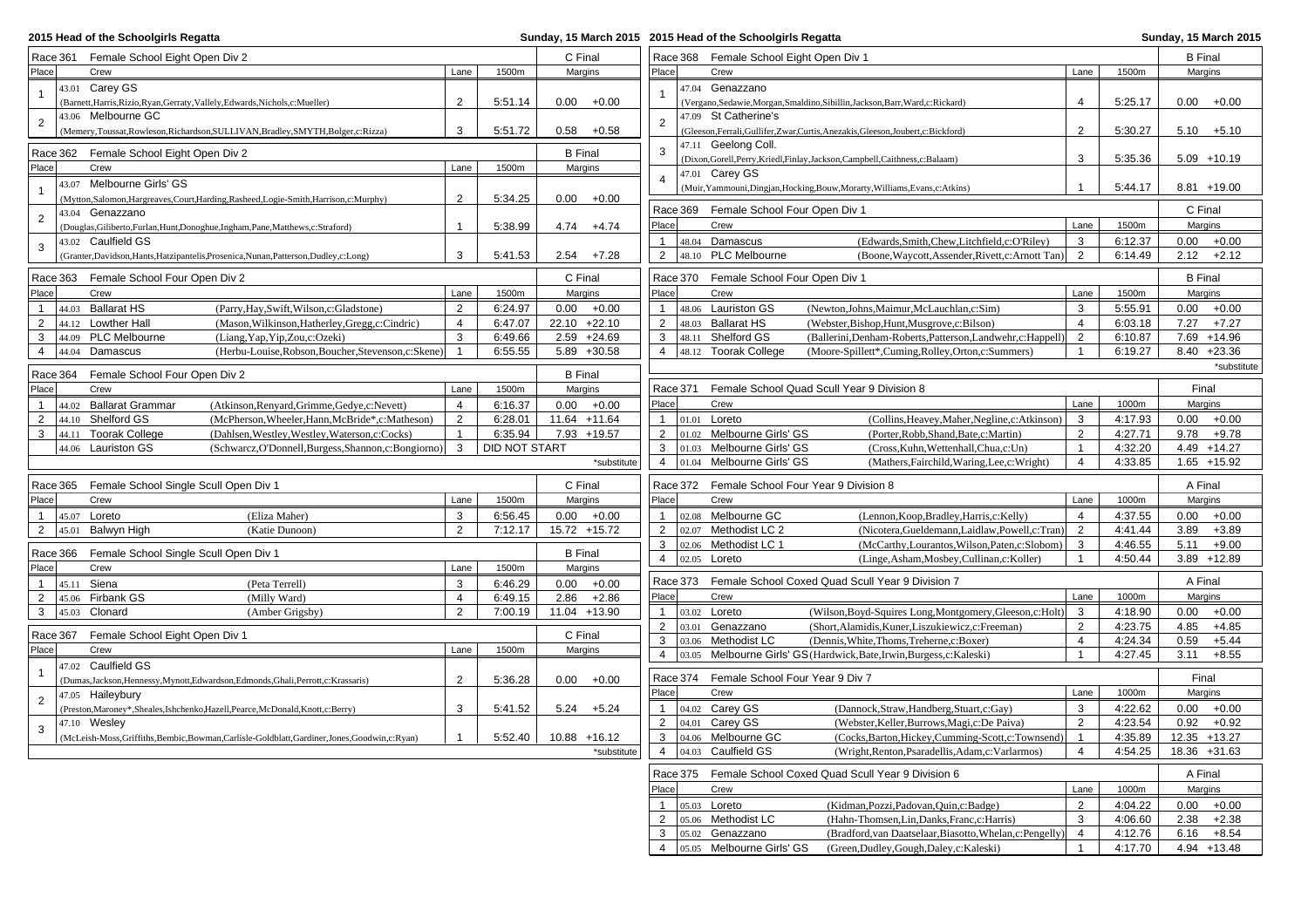## Race 361 Female School Eight Open Div 2 — C Final

| Place | Crew | Lane | 1500m | Margins |
|---|---|---|---|---|
| 1 | 43.01 Carey GS (Barnett,Harris,Rizio,Ryan,Gerraty,Vallely,Edwards,Nichols,c:Mueller) | 2 | 5:51.14 | 0.00 +0.00 |
| 2 | 43.06 Melbourne GC (Memery,Toussat,Rowleson,Richardson,SULLIVAN,Bradley,SMYTH,Bolger,c:Rizza) | 3 | 5:51.72 | 0.58 +0.58 |

## Race 362 Female School Eight Open Div 2 — B Final

| Place | Crew | Lane | 1500m | Margins |
|---|---|---|---|---|
| 1 | 43.07 Melbourne Girls' GS (Mytton,Salomon,Hargreaves,Court,Harding,Rasheed,Logie-Smith,Harrison,c:Murphy) | 2 | 5:34.25 | 0.00 +0.00 |
| 2 | 43.04 Genazzano (Douglas,Giliberto,Furlan,Hunt,Donoghue,Ingham,Pane,Matthews,c:Straford) | 1 | 5:38.99 | 4.74 +4.74 |
| 3 | 43.02 Caulfield GS (Granter,Davidson,Hants,Hatzipantelis,Prosenica,Nunan,Patterson,Dudley,c:Long) | 3 | 5:41.53 | 2.54 +7.28 |

## Race 363 Female School Four Open Div 2 — C Final

| Place | Crew | | Lane | 1500m | Margins |
|---|---|---|---|---|---|
| 1 | 44.03 Ballarat HS | (Parry,Hay,Swift,Wilson,c:Gladstone) | 2 | 6:24.97 | 0.00 +0.00 |
| 2 | 44.12 Lowther Hall | (Mason,Wilkinson,Hatherley,Gregg,c:Cindric) | 4 | 6:47.07 | 22.10 +22.10 |
| 3 | 44.09 PLC Melbourne | (Liang,Yap,Yip,Zou,c:Ozeki) | 3 | 6:49.66 | 2.59 +24.69 |
| 4 | 44.04 Damascus | (Herbu-Louise,Robson,Boucher,Stevenson,c:Skene) | 1 | 6:55.55 | 5.89 +30.58 |

## Race 364 Female School Four Open Div 2 — B Final

| Place | Crew | | Lane | 1500m | Margins |
|---|---|---|---|---|---|
| 1 | 44.02 Ballarat Grammar | (Atkinson,Renyard,Grimme,Gedye,c:Nevett) | 4 | 6:16.37 | 0.00 +0.00 |
| 2 | 44.10 Shelford GS | (McPherson,Wheeler,Hann,McBride*,c:Matheson) | 2 | 6:28.01 | 11.64 +11.64 |
| 3 | 44.11 Toorak College | (Dahlsen,Westley,Westley,Waterson,c:Cocks) | 1 | 6:35.94 | 7.93 +19.57 |
| | 44.06 Lauriston GS | (Schwarcz,O'Donnell,Burgess,Shannon,c:Bongiorno) | 3 | DID NOT START | |

*substitute

## Race 365 Female School Single Scull Open Div 1 — C Final

| Place | Crew | | Lane | 1500m | Margins |
|---|---|---|---|---|---|
| 1 | 45.07 Loreto | (Eliza Maher) | 3 | 6:56.45 | 0.00 +0.00 |
| 2 | 45.01 Balwyn High | (Katie Dunoon) | 2 | 7:12.17 | 15.72 +15.72 |

## Race 366 Female School Single Scull Open Div 1 — B Final

| Place | Crew | | Lane | 1500m | Margins |
|---|---|---|---|---|---|
| 1 | 45.11 Siena | (Peta Terrell) | 3 | 6:46.29 | 0.00 +0.00 |
| 2 | 45.06 Firbank GS | (Milly Ward) | 4 | 6:49.15 | 2.86 +2.86 |
| 3 | 45.03 Clonard | (Amber Grigsby) | 2 | 7:00.19 | 11.04 +13.90 |

## Race 367 Female School Eight Open Div 1 — C Final

| Place | Crew | Lane | 1500m | Margins |
|---|---|---|---|---|
| 1 | 47.02 Caulfield GS (Dumas,Jackson,Hennessy,Mynott,Edwardson,Edmonds,Ghali,Perrott,c:Krassaris) | 2 | 5:36.28 | 0.00 +0.00 |
| 2 | 47.05 Haileybury (Preston,Maroney*,Sheales,Ishchenko,Hazell,Pearce,McDonald,Knott,c:Berry) | 3 | 5:41.52 | 5.24 +5.24 |
| 3 | 47.10 Wesley (McLeish-Moss,Griffiths,Bembic,Bowman,Carlisle-Goldblatt,Gardiner,Jones,Goodwin,c:Ryan) | 1 | 5:52.40 | 10.88 +16.12 |

*substitute

## Race 368 Female School Eight Open Div 1 — B Final

| Place | Crew | Lane | 1500m | Margins |
|---|---|---|---|---|
| 1 | 47.04 Genazzano (Vergano,Sedawie,Morgan,Smaldino,Sibillin,Jackson,Barr,Ward,c:Rickard) | 4 | 5:25.17 | 0.00 +0.00 |
| 2 | 47.09 St Catherine's (Gleeson,Ferrali,Gullifer,Zwar,Curtis,Anezakis,Gleeson,Joubert,c:Bickford) | 2 | 5:30.27 | 5.10 +5.10 |
| 3 | 47.11 Geelong Coll. (Dixon,Gorell,Perry,Kriedl,Finlay,Jackson,Campbell,Caithness,c:Balaam) | 3 | 5:35.36 | 5.09 +10.19 |
| 4 | 47.01 Carey GS (Muir,Yammouni,Dingjan,Hocking,Bouw,Morarty,Williams,Evans,c:Atkins) | 1 | 5:44.17 | 8.81 +19.00 |

## Race 369 Female School Four Open Div 1 — C Final

| Place | Crew | | Lane | 1500m | Margins |
|---|---|---|---|---|---|
| 1 | 48.04 Damascus | (Edwards,Smith,Chew,Litchfield,c:O'Riley) | 3 | 6:12.37 | 0.00 +0.00 |
| 2 | 48.10 PLC Melbourne | (Boone,Waycott,Assender,Rivett,c:Arnott Tan) | 2 | 6:14.49 | 2.12 +2.12 |

## Race 370 Female School Four Open Div 1 — B Final

| Place | Crew | | Lane | 1500m | Margins |
|---|---|---|---|---|---|
| 1 | 48.06 Lauriston GS | (Newton,Johns,Maimur,McLauchlan,c:Sim) | 3 | 5:55.91 | 0.00 +0.00 |
| 2 | 48.03 Ballarat HS | (Webster,Bishop,Hunt,Musgrove,c:Bilson) | 4 | 6:03.18 | 7.27 +7.27 |
| 3 | 48.11 Shelford GS | (Ballerini,Denham-Roberts,Patterson,Landwehr,c:Happell) | 2 | 6:10.87 | 7.69 +14.96 |
| 4 | 48.12 Toorak College | (Moore-Spillett*,Cuming,Rolley,Orton,c:Summers) | 1 | 6:19.27 | 8.40 +23.36 |

*substitute

## Race 371 Female School Quad Scull Year 9 Division 8 — Final

| Place | Crew | | Lane | 1000m | Margins |
|---|---|---|---|---|---|
| 1 | 01.01 Loreto | (Collins,Heavey,Maher,Negline,c:Atkinson) | 3 | 4:17.93 | 0.00 +0.00 |
| 2 | 01.02 Melbourne Girls' GS | (Porter,Robb,Shand,Bate,c:Martin) | 2 | 4:27.71 | 9.78 +9.78 |
| 3 | 01.03 Melbourne Girls' GS | (Cross,Kuhn,Wettenhall,Chua,c:Un) | 1 | 4:32.20 | 4.49 +14.27 |
| 4 | 01.04 Melbourne Girls' GS | (Mathers,Fairchild,Waring,Lee,c:Wright) | 4 | 4:33.85 | 1.65 +15.92 |

## Race 372 Female School Four Year 9 Division 8 — A Final

| Place | Crew | | Lane | 1000m | Margins |
|---|---|---|---|---|---|
| 1 | 02.08 Melbourne GC | (Lennon,Koop,Bradley,Harris,c:Kelly) | 4 | 4:37.55 | 0.00 +0.00 |
| 2 | 02.07 Methodist LC 2 | (Nicotera,Gueldemann,Laidlaw,Powell,c:Tran) | 2 | 4:41.44 | 3.89 +3.89 |
| 3 | 02.06 Methodist LC 1 | (McCarthy,Lourantos,Wilson,Paten,c:Slobom) | 3 | 4:46.55 | 5.11 +9.00 |
| 4 | 02.05 Loreto | (Linge,Asham,Mosbey,Cullinan,c:Koller) | 1 | 4:50.44 | 3.89 +12.89 |

## Race 373 Female School Coxed Quad Scull Year 9 Division 7 — A Final

| Place | Crew | | Lane | 1000m | Margins |
|---|---|---|---|---|---|
| 1 | 03.02 Loreto | (Wilson,Boyd-Squires Long,Montgomery,Gleeson,c:Holt) | 3 | 4:18.90 | 0.00 +0.00 |
| 2 | 03.01 Genazzano | (Short,Alamidis,Kuner,Liszukiewicz,c:Freeman) | 2 | 4:23.75 | 4.85 +4.85 |
| 3 | 03.06 Methodist LC | (Dennis,White,Thoms,Treherne,c:Boxer) | 4 | 4:24.34 | 0.59 +5.44 |
| 4 | 03.05 Melbourne Girls' GS | (Hardwick,Bate,Irwin,Burgess,c:Kaleski) | 1 | 4:27.45 | 3.11 +8.55 |

## Race 374 Female School Four Year 9 Div 7 — Final

| Place | Crew | | Lane | 1000m | Margins |
|---|---|---|---|---|---|
| 1 | 04.02 Carey GS | (Dannock,Straw,Handberg,Stuart,c:Gay) | 3 | 4:22.62 | 0.00 +0.00 |
| 2 | 04.01 Carey GS | (Webster,Keller,Burrows,Magi,c:De Paiva) | 2 | 4:23.54 | 0.92 +0.92 |
| 3 | 04.06 Melbourne GC | (Cocks,Barton,Hickey,Cumming-Scott,c:Townsend) | 1 | 4:35.89 | 12.35 +13.27 |
| 4 | 04.03 Caulfield GS | (Wright,Renton,Psaradellis,Adam,c:Varlarmos) | 4 | 4:54.25 | 18.36 +31.63 |

## Race 375 Female School Coxed Quad Scull Year 9 Division 6 — A Final

| Place | Crew | | Lane | 1000m | Margins |
|---|---|---|---|---|---|
| 1 | 05.03 Loreto | (Kidman,Pozzi,Padovan,Quin,c:Badge) | 2 | 4:04.22 | 0.00 +0.00 |
| 2 | 05.06 Methodist LC | (Hahn-Thomsen,Lin,Danks,Franc,c:Harris) | 3 | 4:06.60 | 2.38 +2.38 |
| 3 | 05.02 Genazzano | (Bradford,van Daatselaar,Biasotto,Whelan,c:Pengelly) | 4 | 4:12.76 | 6.16 +8.54 |
| 4 | 05.05 Melbourne Girls' GS | (Green,Dudley,Gough,Daley,c:Kaleski) | 1 | 4:17.70 | 4.94 +13.48 |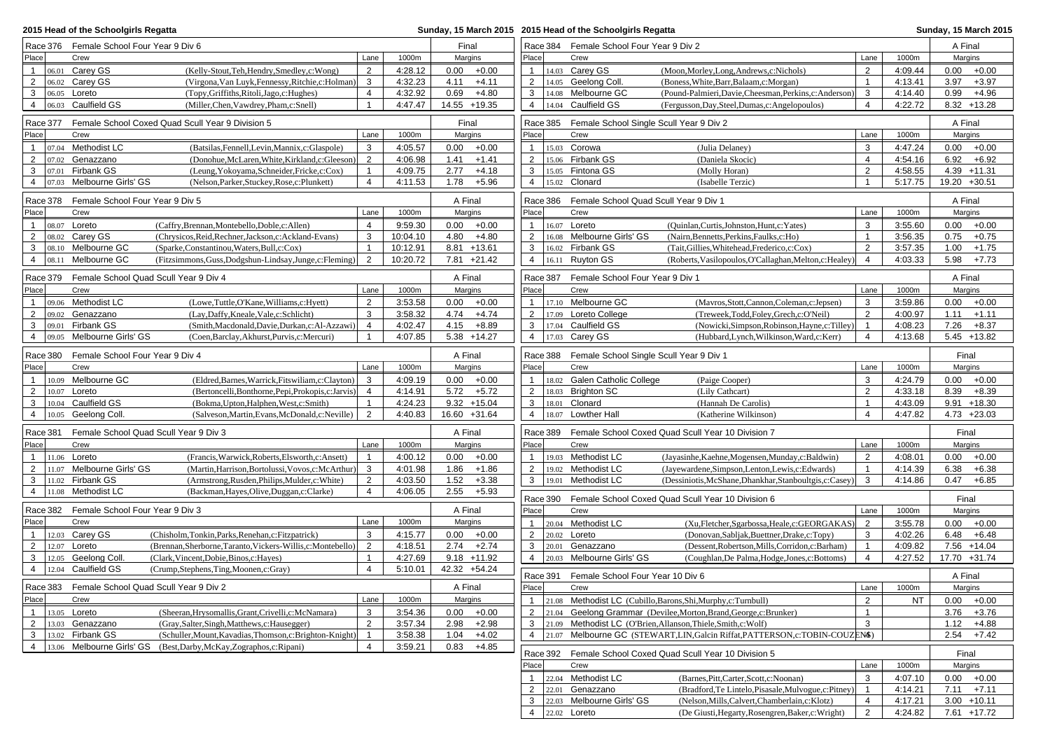## 2015 Head of the Schoolgirls Regatta

Sunday, 15 March 2015

### Race 376 Female School Four Year 9 Div 6 — Final

| Place | | Crew | | Lane | 1000m | Margins | |
|---|---|---|---|---|---|---|---|
| 1 | 06.01 | Carey GS | (Kelly-Stout,Teh,Hendry,Smedley,c:Wong) | 2 | 4:28.12 | 0.00 | +0.00 |
| 2 | 06.02 | Carey GS | (Virgona,Van Luyk,Fennessy,Ritchie,c:Holman) | 3 | 4:32.23 | 4.11 | +4.11 |
| 3 | 06.05 | Loreto | (Topy,Griffiths,Ritoli,Jago,c:Hughes) | 4 | 4:32.92 | 0.69 | +4.80 |
| 4 | 06.03 | Caulfield GS | (Miller,Chen,Vawdrey,Pham,c:Snell) | 1 | 4:47.47 | 14.55 | +19.35 |

### Race 377 Female School Coxed Quad Scull Year 9 Division 5 — Final

| Place | | Crew | | Lane | 1000m | Margins | |
|---|---|---|---|---|---|---|---|
| 1 | 07.04 | Methodist LC | (Batsilas,Fennell,Levin,Mannix,c:Glaspole) | 3 | 4:05.57 | 0.00 | +0.00 |
| 2 | 07.02 | Genazzano | (Donohue,McLaren,White,Kirkland,c:Gleeson) | 2 | 4:06.98 | 1.41 | +1.41 |
| 3 | 07.01 | Firbank GS | (Leung,Yokoyama,Schneider,Fricke,c:Cox) | 1 | 4:09.75 | 2.77 | +4.18 |
| 4 | 07.03 | Melbourne Girls' GS | (Nelson,Parker,Stuckey,Rose,c:Plunkett) | 4 | 4:11.53 | 1.78 | +5.96 |

### Race 378 Female School Four Year 9 Div 5 — A Final

| Place | | Crew | | Lane | 1000m | Margins | |
|---|---|---|---|---|---|---|---|
| 1 | 08.07 | Loreto | (Caffry,Brennan,Montebello,Doble,c:Allen) | 4 | 9:59.30 | 0.00 | +0.00 |
| 2 | 08.02 | Carey GS | (Chrysicos,Reid,Rechner,Jackson,c:Ackland-Evans) | 3 | 10:04.10 | 4.80 | +4.80 |
| 3 | 08.10 | Melbourne GC | (Sparke,Constantinou,Waters,Bull,c:Cox) | 1 | 10:12.91 | 8.81 | +13.61 |
| 4 | 08.11 | Melbourne GC | (Fitzsimmons,Guss,Dodgshun-Lindsay,Junge,c:Fleming) | 2 | 10:20.72 | 7.81 | +21.42 |

### Race 379 Female School Quad Scull Year 9 Div 4 — A Final

| Place | | Crew | | Lane | 1000m | Margins | |
|---|---|---|---|---|---|---|---|
| 1 | 09.06 | Methodist LC | (Lowe,Tuttle,O'Kane,Williams,c:Hyett) | 2 | 3:53.58 | 0.00 | +0.00 |
| 2 | 09.02 | Genazzano | (Lay,Daffy,Kneale,Vale,c:Schlicht) | 3 | 3:58.32 | 4.74 | +4.74 |
| 3 | 09.01 | Firbank GS | (Smith,Macdonald,Davie,Durkan,c:Al-Azzawi) | 4 | 4:02.47 | 4.15 | +8.89 |
| 4 | 09.05 | Melbourne Girls' GS | (Coen,Barclay,Akhurst,Purvis,c:Mercuri) | 1 | 4:07.85 | 5.38 | +14.27 |

### Race 380 Female School Four Year 9 Div 4 — A Final

| Place | | Crew | | Lane | 1000m | Margins | |
|---|---|---|---|---|---|---|---|
| 1 | 10.09 | Melbourne GC | (Eldred,Barnes,Warrick,Fitswiliam,c:Clayton) | 3 | 4:09.19 | 0.00 | +0.00 |
| 2 | 10.07 | Loreto | (Bertoncelli,Bonthorne,Pepi,Prokopis,c:Jarvis) | 4 | 4:14.91 | 5.72 | +5.72 |
| 3 | 10.04 | Caulfield GS | (Bokma,Upton,Halphen,West,c:Smith) | 1 | 4:24.23 | 9.32 | +15.04 |
| 4 | 10.05 | Geelong Coll. | (Salveson,Martin,Evans,McDonald,c:Neville) | 2 | 4:40.83 | 16.60 | +31.64 |

### Race 381 Female School Quad Scull Year 9 Div 3 — A Final

| Place | | Crew | | Lane | 1000m | Margins | |
|---|---|---|---|---|---|---|---|
| 1 | 11.06 | Loreto | (Francis,Warwick,Roberts,Elsworth,c:Ansett) | 1 | 4:00.12 | 0.00 | +0.00 |
| 2 | 11.07 | Melbourne Girls' GS | (Martin,Harrison,Bortolussi,Vovos,c:McArthur) | 3 | 4:01.98 | 1.86 | +1.86 |
| 3 | 11.02 | Firbank GS | (Armstrong,Rusden,Philips,Mulder,c:White) | 2 | 4:03.50 | 1.52 | +3.38 |
| 4 | 11.08 | Methodist LC | (Backman,Hayes,Olive,Duggan,c:Clarke) | 4 | 4:06.05 | 2.55 | +5.93 |

### Race 382 Female School Four Year 9 Div 3 — A Final

| Place | | Crew | | Lane | 1000m | Margins | |
|---|---|---|---|---|---|---|---|
| 1 | 12.03 | Carey GS | (Chisholm,Tonkin,Parks,Renehan,c:Fitzpatrick) | 3 | 4:15.77 | 0.00 | +0.00 |
| 2 | 12.07 | Loreto | (Brennan,Sherborne,Taranto,Vickers-Willis,c:Montebello) | 2 | 4:18.51 | 2.74 | +2.74 |
| 3 | 12.05 | Geelong Coll. | (Clark,Vincent,Dobie,Binos,c:Hayes) | 1 | 4:27.69 | 9.18 | +11.92 |
| 4 | 12.04 | Caulfield GS | (Crump,Stephens,Ting,Moonen,c:Gray) | 4 | 5:10.01 | 42.32 | +54.24 |

### Race 383 Female School Quad Scull Year 9 Div 2 — A Final

| Place | | Crew | | Lane | 1000m | Margins | |
|---|---|---|---|---|---|---|---|
| 1 | 13.05 | Loreto | (Sheeran,Hrysomallis,Grant,Crivelli,c:McNamara) | 3 | 3:54.36 | 0.00 | +0.00 |
| 2 | 13.03 | Genazzano | (Gray,Salter,Singh,Matthews,c:Hausegger) | 2 | 3:57.34 | 2.98 | +2.98 |
| 3 | 13.02 | Firbank GS | (Schuller,Mount,Kavadias,Thomson,c:Brighton-Knight) | 1 | 3:58.38 | 1.04 | +4.02 |
| 4 | 13.06 | Melbourne Girls' GS | (Best,Darby,McKay,Zographos,c:Ripani) | 4 | 3:59.21 | 0.83 | +4.85 |

### Race 384 Female School Four Year 9 Div 2 — A Final

| Place | | Crew | | Lane | 1000m | Margins | |
|---|---|---|---|---|---|---|---|
| 1 | 14.03 | Carey GS | (Moon,Morley,Long,Andrews,c:Nichols) | 2 | 4:09.44 | 0.00 | +0.00 |
| 2 | 14.05 | Geelong Coll. | (Boness,White,Barr,Balaam,c:Morgan) | 1 | 4:13.41 | 3.97 | +3.97 |
| 3 | 14.08 | Melbourne GC | (Pound-Palmieri,Davie,Cheesman,Perkins,c:Anderson) | 3 | 4:14.40 | 0.99 | +4.96 |
| 4 | 14.04 | Caulfield GS | (Fergusson,Day,Steel,Dumas,c:Angelopoulos) | 4 | 4:22.72 | 8.32 | +13.28 |

### Race 385 Female School Single Scull Year 9 Div 2 — A Final

| Place | | Crew | | Lane | 1000m | Margins | |
|---|---|---|---|---|---|---|---|
| 1 | 15.03 | Corowa | (Julia Delaney) | 3 | 4:47.24 | 0.00 | +0.00 |
| 2 | 15.06 | Firbank GS | (Daniela Skocic) | 4 | 4:54.16 | 6.92 | +6.92 |
| 3 | 15.05 | Fintona GS | (Molly Horan) | 2 | 4:58.55 | 4.39 | +11.31 |
| 4 | 15.02 | Clonard | (Isabelle Terzic) | 1 | 5:17.75 | 19.20 | +30.51 |

### Race 386 Female School Quad Scull Year 9 Div 1 — A Final

| Place | | Crew | | Lane | 1000m | Margins | |
|---|---|---|---|---|---|---|---|
| 1 | 16.07 | Loreto | (Quinlan,Curtis,Johnston,Hunt,c:Yates) | 3 | 3:55.60 | 0.00 | +0.00 |
| 2 | 16.08 | Melbourne Girls' GS | (Nairn,Bennetts,Perkins,Faulks,c:Ho) | 1 | 3:56.35 | 0.75 | +0.75 |
| 3 | 16.02 | Firbank GS | (Tait,Gillies,Whitehead,Frederico,c:Cox) | 2 | 3:57.35 | 1.00 | +1.75 |
| 4 | 16.11 | Ruyton GS | (Roberts,Vasilopoulos,O'Callaghan,Melton,c:Healey) | 4 | 4:03.33 | 5.98 | +7.73 |

### Race 387 Female School Four Year 9 Div 1 — A Final

| Place | | Crew | | Lane | 1000m | Margins | |
|---|---|---|---|---|---|---|---|
| 1 | 17.10 | Melbourne GC | (Mavros,Stott,Cannon,Coleman,c:Jepsen) | 3 | 3:59.86 | 0.00 | +0.00 |
| 2 | 17.09 | Loreto College | (Treweek,Todd,Foley,Grech,c:O'Neil) | 2 | 4:00.97 | 1.11 | +1.11 |
| 3 | 17.04 | Caulfield GS | (Nowicki,Simpson,Robinson,Hayne,c:Tilley) | 1 | 4:08.23 | 7.26 | +8.37 |
| 4 | 17.03 | Carey GS | (Hubbard,Lynch,Wilkinson,Ward,c:Kerr) | 4 | 4:13.68 | 5.45 | +13.82 |

### Race 388 Female School Single Scull Year 9 Div 1 — Final

| Place | | Crew | | Lane | 1000m | Margins | |
|---|---|---|---|---|---|---|---|
| 1 | 18.02 | Galen Catholic College | (Paige Cooper) | 3 | 4:24.79 | 0.00 | +0.00 |
| 2 | 18.03 | Brighton SC | (Lily Cathcart) | 2 | 4:33.18 | 8.39 | +8.39 |
| 3 | 18.01 | Clonard | (Hannah De Carolis) | 1 | 4:43.09 | 9.91 | +18.30 |
| 4 | 18.07 | Lowther Hall | (Katherine Wilkinson) | 4 | 4:47.82 | 4.73 | +23.03 |

### Race 389 Female School Coxed Quad Scull Year 10 Division 7 — Final

| Place | | Crew | | Lane | 1000m | Margins | |
|---|---|---|---|---|---|---|---|
| 1 | 19.03 | Methodist LC | (Jayasinhe,Kaehne,Mogensen,Munday,c:Baldwin) | 2 | 4:08.01 | 0.00 | +0.00 |
| 2 | 19.02 | Methodist LC | (Jayewardene,Simpson,Lenton,Lewis,c:Edwards) | 1 | 4:14.39 | 6.38 | +6.38 |
| 3 | 19.01 | Methodist LC | (Dessiniotis,McShane,Dhankhar,Stanboultgis,c:Casey) | 3 | 4:14.86 | 0.47 | +6.85 |

### Race 390 Female School Coxed Quad Scull Year 10 Division 6 — Final

| Place | | Crew | | Lane | 1000m | Margins | |
|---|---|---|---|---|---|---|---|
| 1 | 20.04 | Methodist LC | (Xu,Fletcher,Sgarbossa,Heale,c:GEORGAKAS) | 2 | 3:55.78 | 0.00 | +0.00 |
| 2 | 20.02 | Loreto | (Donovan,Sabljak,Buettner,Drake,c:Topy) | 3 | 4:02.26 | 6.48 | +6.48 |
| 3 | 20.01 | Genazzano | (Dessent,Robertson,Mills,Corridon,c:Barham) | 1 | 4:09.82 | 7.56 | +14.04 |
| 4 | 20.03 | Melbourne Girls' GS | (Coughlan,De Palma,Hodge,Jones,c:Bottoms) | 4 | 4:27.52 | 17.70 | +31.74 |

### Race 391 Female School Four Year 10 Div 6 — A Final

| Place | | Crew | Lane | 1000m | Margins | |
|---|---|---|---|---|---|---|
| 1 | 21.08 | Methodist LC (Cubillo,Barons,Shi,Murphy,c:Turnbull) | 2 | NT | 0.00 | +0.00 |
| 2 | 21.04 | Geelong Grammar (Devilee,Morton,Brand,George,c:Brunker) | 1 | | 3.76 | +3.76 |
| 3 | 21.09 | Methodist LC (O'Brien,Allanson,Thiele,Smith,c:Wolf) | 3 | | 1.12 | +4.88 |
| 4 | 21.07 | Melbourne GC (STEWART,LIN,Galcin Riffat,PATTERSON,c:TOBIN-COUZENS) | 4 | | 2.54 | +7.42 |

### Race 392 Female School Coxed Quad Scull Year 10 Division 5 — Final

| Place | | Crew | | Lane | 1000m | Margins | |
|---|---|---|---|---|---|---|---|
| 1 | 22.04 | Methodist LC | (Barnes,Pitt,Carter,Scott,c:Noonan) | 3 | 4:07.10 | 0.00 | +0.00 |
| 2 | 22.01 | Genazzano | (Bradford,Te Lintelo,Pisasale,Mulvogue,c:Pitney) | 1 | 4:14.21 | 7.11 | +7.11 |
| 3 | 22.03 | Melbourne Girls' GS | (Nelson,Mills,Calvert,Chamberlain,c:Klotz) | 4 | 4:17.21 | 3.00 | +10.11 |
| 4 | 22.02 | Loreto | (De Giusti,Hegarty,Rosengren,Baker,c:Wright) | 2 | 4:24.82 | 7.61 | +17.72 |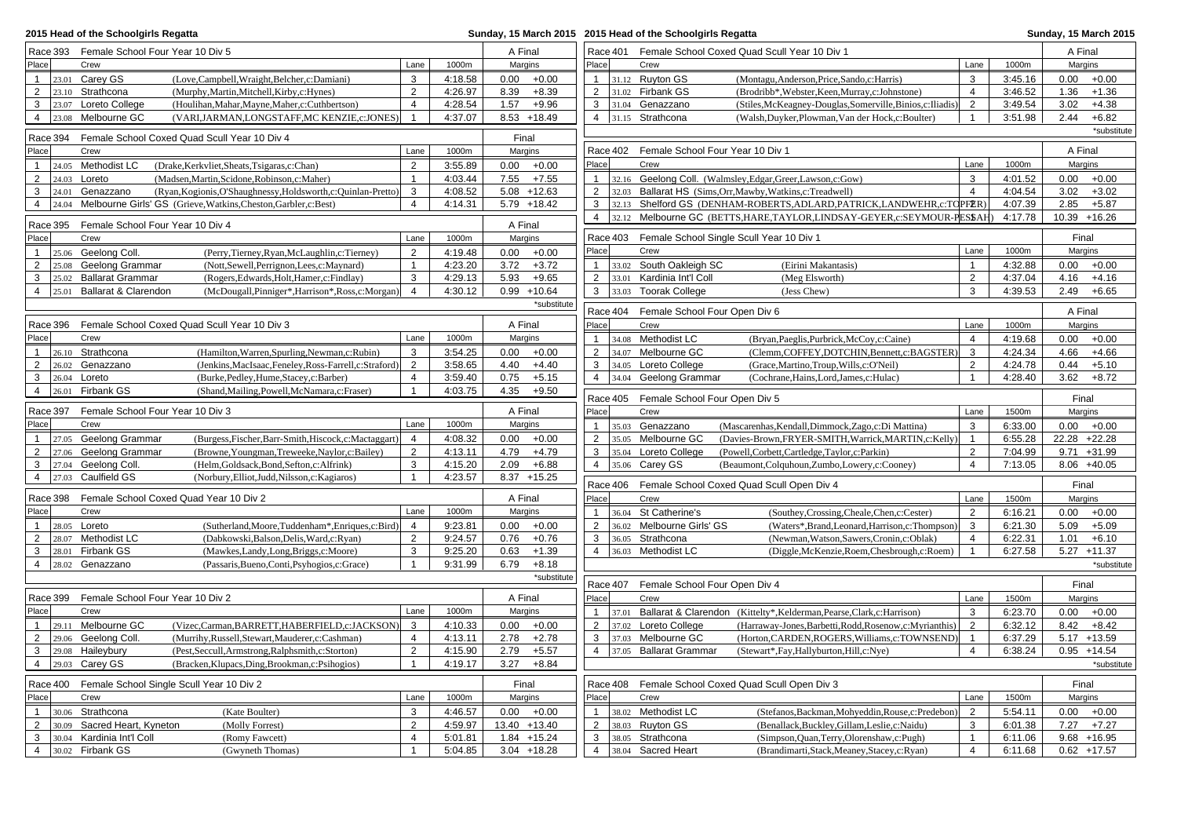# 2015 Head of the Schoolgirls Regatta

Sunday, 15 March 2015

## Race 393 Female School Four Year 10 Div 5 — A Final

| Place | | Crew | | Lane | 1000m | Margins | |
|---|---|---|---|---|---|---|---|
| 1 | 23.01 | Carey GS | (Love,Campbell,Wraight,Belcher,c:Damiani) | 3 | 4:18.58 | 0.00 | +0.00 |
| 2 | 23.10 | Strathcona | (Murphy,Martin,Mitchell,Kirby,c:Hynes) | 2 | 4:26.97 | 8.39 | +8.39 |
| 3 | 23.07 | Loreto College | (Houlihan,Mahar,Mayne,Maher,c:Cuthbertson) | 4 | 4:28.54 | 1.57 | +9.96 |
| 4 | 23.08 | Melbourne GC | (VARI,JARMAN,LONGSTAFF,MC KENZIE,c:JONES) | 1 | 4:37.07 | 8.53 | +18.49 |

## Race 394 Female School Coxed Quad Scull Year 10 Div 4 — Final

| Place | | Crew | | Lane | 1000m | Margins | |
|---|---|---|---|---|---|---|---|
| 1 | 24.05 | Methodist LC | (Drake,Kerkvliet,Sheats,Tsigaras,c:Chan) | 2 | 3:55.89 | 0.00 | +0.00 |
| 2 | 24.03 | Loreto | (Madsen,Martin,Scidone,Robinson,c:Maher) | 1 | 4:03.44 | 7.55 | +7.55 |
| 3 | 24.01 | Genazzano | (Ryan,Kogionis,O'Shaughnessy,Holdsworth,c:Quinlan-Pretto) | 3 | 4:08.52 | 5.08 | +12.63 |
| 4 | 24.04 | Melbourne Girls' GS | (Grieve,Watkins,Cheston,Garbler,c:Best) | 4 | 4:14.31 | 5.79 | +18.42 |

## Race 395 Female School Four Year 10 Div 4 — A Final

| Place | | Crew | | Lane | 1000m | Margins | |
|---|---|---|---|---|---|---|---|
| 1 | 25.06 | Geelong Coll. | (Perry,Tierney,Ryan,McLaughlin,c:Tierney) | 2 | 4:19.48 | 0.00 | +0.00 |
| 2 | 25.08 | Geelong Grammar | (Nott,Sewell,Perrignon,Lees,c:Maynard) | 1 | 4:23.20 | 3.72 | +3.72 |
| 3 | 25.02 | Ballarat Grammar | (Rogers,Edwards,Holt,Hamer,c:Findlay) | 3 | 4:29.13 | 5.93 | +9.65 |
| 4 | 25.01 | Ballarat & Clarendon | (McDougall,Pinniger*,Harrison*,Ross,c:Morgan) | 4 | 4:30.12 | 0.99 | +10.64 |

*substitute

## Race 396 Female School Coxed Quad Scull Year 10 Div 3 — A Final

| Place | | Crew | | Lane | 1000m | Margins | |
|---|---|---|---|---|---|---|---|
| 1 | 26.10 | Strathcona | (Hamilton,Warren,Spurling,Newman,c:Rubin) | 3 | 3:54.25 | 0.00 | +0.00 |
| 2 | 26.02 | Genazzano | (Jenkins,MacIsaac,Feneley,Ross-Farrell,c:Straford) | 2 | 3:58.65 | 4.40 | +4.40 |
| 3 | 26.04 | Loreto | (Burke,Pedley,Hume,Stacey,c:Barber) | 4 | 3:59.40 | 0.75 | +5.15 |
| 4 | 26.01 | Firbank GS | (Shand,Mailing,Powell,McNamara,c:Fraser) | 1 | 4:03.75 | 4.35 | +9.50 |

## Race 397 Female School Four Year 10 Div 3 — A Final

| Place | | Crew | | Lane | 1000m | Margins | |
|---|---|---|---|---|---|---|---|
| 1 | 27.05 | Geelong Grammar | (Burgess,Fischer,Barr-Smith,Hiscock,c:Mactaggart) | 4 | 4:08.32 | 0.00 | +0.00 |
| 2 | 27.06 | Geelong Grammar | (Browne,Youngman,Treweeke,Naylor,c:Bailey) | 2 | 4:13.11 | 4.79 | +4.79 |
| 3 | 27.04 | Geelong Coll. | (Helm,Goldsack,Bond,Sefton,c:Alfrink) | 3 | 4:15.20 | 2.09 | +6.88 |
| 4 | 27.03 | Caulfield GS | (Norbury,Elliot,Judd,Nilsson,c:Kagiaros) | 1 | 4:23.57 | 8.37 | +15.25 |

## Race 398 Female School Coxed Quad Year 10 Div 2 — A Final

| Place | | Crew | | Lane | 1000m | Margins | |
|---|---|---|---|---|---|---|---|
| 1 | 28.05 | Loreto | (Sutherland,Moore,Tuddenham*,Enriques,c:Bird) | 4 | 9:23.81 | 0.00 | +0.00 |
| 2 | 28.07 | Methodist LC | (Dabkowski,Balson,Delis,Ward,c:Ryan) | 2 | 9:24.57 | 0.76 | +0.76 |
| 3 | 28.01 | Firbank GS | (Mawkes,Landy,Long,Briggs,c:Moore) | 3 | 9:25.20 | 0.63 | +1.39 |
| 4 | 28.02 | Genazzano | (Passaris,Bueno,Conti,Psyhogios,c:Grace) | 1 | 9:31.99 | 6.79 | +8.18 |

*substitute

## Race 399 Female School Four Year 10 Div 2 — A Final

| Place | | Crew | | Lane | 1000m | Margins | |
|---|---|---|---|---|---|---|---|
| 1 | 29.11 | Melbourne GC | (Vizec,Carman,BARRETT,HABERFIELD,c:JACKSON) | 3 | 4:10.33 | 0.00 | +0.00 |
| 2 | 29.06 | Geelong Coll. | (Murrihy,Russell,Stewart,Mauderer,c:Cashman) | 4 | 4:13.11 | 2.78 | +2.78 |
| 3 | 29.08 | Haileybury | (Pest,Seccull,Armstrong,Ralphsmith,c:Storton) | 2 | 4:15.90 | 2.79 | +5.57 |
| 4 | 29.03 | Carey GS | (Bracken,Klupacs,Ding,Brookman,c:Psihogios) | 1 | 4:19.17 | 3.27 | +8.84 |

## Race 400 Female School Single Scull Year 10 Div 2 — Final

| Place | | Crew | | Lane | 1000m | Margins | |
|---|---|---|---|---|---|---|---|
| 1 | 30.06 | Strathcona | (Kate Boulter) | 3 | 4:46.57 | 0.00 | +0.00 |
| 2 | 30.09 | Sacred Heart, Kyneton | (Molly Forrest) | 2 | 4:59.97 | 13.40 | +13.40 |
| 3 | 30.04 | Kardinia Int'l Coll | (Romy Fawcett) | 4 | 5:01.81 | 1.84 | +15.24 |
| 4 | 30.02 | Firbank GS | (Gwyneth Thomas) | 1 | 5:04.85 | 3.04 | +18.28 |

## Race 401 Female School Coxed Quad Scull Year 10 Div 1 — A Final

| Place | | Crew | | Lane | 1000m | Margins | |
|---|---|---|---|---|---|---|---|
| 1 | 31.12 | Ruyton GS | (Montagu,Anderson,Price,Sando,c:Harris) | 3 | 3:45.16 | 0.00 | +0.00 |
| 2 | 31.02 | Firbank GS | (Brodribb*,Webster,Keen,Murray,c:Johnstone) | 4 | 3:46.52 | 1.36 | +1.36 |
| 3 | 31.04 | Genazzano | (Stiles,McKeagney-Douglas,Somerville,Binios,c:Iliadis) | 2 | 3:49.54 | 3.02 | +4.38 |
| 4 | 31.15 | Strathcona | (Walsh,Duyker,Plowman,Van der Hock,c:Boulter) | 1 | 3:51.98 | 2.44 | +6.82 |

*substitute

## Race 402 Female School Four Year 10 Div 1 — A Final

| Place | | Crew | | Lane | 1000m | Margins | |
|---|---|---|---|---|---|---|---|
| 1 | 32.16 | Geelong Coll. | (Walmsley,Edgar,Greer,Lawson,c:Gow) | 3 | 4:01.52 | 0.00 | +0.00 |
| 2 | 32.03 | Ballarat HS | (Sims,Orr,Mawby,Watkins,c:Treadwell) | 4 | 4:04.54 | 3.02 | +3.02 |
| 3 | 32.13 | Shelford GS | (DENHAM-ROBERTS,ADLARD,PATRICK,LANDWEHR,c:TOPFER) | 2 | 4:07.39 | 2.85 | +5.87 |
| 4 | 32.12 | Melbourne GC | (BETTS,HARE,TAYLOR,LINDSAY-GEYER,c:SEYMOUR-PESSAH) | 1 | 4:17.78 | 10.39 | +16.26 |

## Race 403 Female School Single Scull Year 10 Div 1 — Final

| Place | | Crew | | Lane | 1000m | Margins | |
|---|---|---|---|---|---|---|---|
| 1 | 33.02 | South Oakleigh SC | (Eirini Makantasis) | 1 | 4:32.88 | 0.00 | +0.00 |
| 2 | 33.01 | Kardinia Int'l Coll | (Meg Elsworth) | 2 | 4:37.04 | 4.16 | +4.16 |
| 3 | 33.03 | Toorak College | (Jess Chew) | 3 | 4:39.53 | 2.49 | +6.65 |

## Race 404 Female School Four Open Div 6 — A Final

| Place | | Crew | | Lane | 1000m | Margins | |
|---|---|---|---|---|---|---|---|
| 1 | 34.08 | Methodist LC | (Bryan,Paeglis,Purbrick,McCoy,c:Caine) | 4 | 4:19.68 | 0.00 | +0.00 |
| 2 | 34.07 | Melbourne GC | (Clemm,COFFEY,DOTCHIN,Bennett,c:BAGSTER) | 3 | 4:24.34 | 4.66 | +4.66 |
| 3 | 34.05 | Loreto College | (Grace,Martino,Troup,Wills,c:O'Neil) | 2 | 4:24.78 | 0.44 | +5.10 |
| 4 | 34.04 | Geelong Grammar | (Cochrane,Hains,Lord,James,c:Hulac) | 1 | 4:28.40 | 3.62 | +8.72 |

## Race 405 Female School Four Open Div 5 — Final

| Place | | Crew | | Lane | 1500m | Margins | |
|---|---|---|---|---|---|---|---|
| 1 | 35.03 | Genazzano | (Mascarenhas,Kendall,Dimmock,Zago,c:Di Mattina) | 3 | 6:33.00 | 0.00 | +0.00 |
| 2 | 35.05 | Melbourne GC | (Davies-Brown,FRYER-SMITH,Warrick,MARTIN,c:Kelly) | 1 | 6:55.28 | 22.28 | +22.28 |
| 3 | 35.04 | Loreto College | (Powell,Corbett,Cartledge,Taylor,c:Parkin) | 2 | 7:04.99 | 9.71 | +31.99 |
| 4 | 35.06 | Carey GS | (Beaumont,Colquhoun,Zumbo,Lowery,c:Cooney) | 4 | 7:13.05 | 8.06 | +40.05 |

## Race 406 Female School Coxed Quad Scull Open Div 4 — Final

| Place | | Crew | | Lane | 1500m | Margins | |
|---|---|---|---|---|---|---|---|
| 1 | 36.04 | St Catherine's | (Southey,Crossing,Cheale,Chen,c:Cester) | 2 | 6:16.21 | 0.00 | +0.00 |
| 2 | 36.02 | Melbourne Girls' GS | (Waters*,Brand,Leonard,Harrison,c:Thompson) | 3 | 6:21.30 | 5.09 | +5.09 |
| 3 | 36.05 | Strathcona | (Newman,Watson,Sawers,Cronin,c:Oblak) | 4 | 6:22.31 | 1.01 | +6.10 |
| 4 | 36.03 | Methodist LC | (Diggle,McKenzie,Roem,Chesbrough,c:Roem) | 1 | 6:27.58 | 5.27 | +11.37 |

*substitute

## Race 407 Female School Four Open Div 4 — Final

| Place | | Crew | | Lane | 1500m | Margins | |
|---|---|---|---|---|---|---|---|
| 1 | 37.01 | Ballarat & Clarendon | (Kittelty*,Kelderman,Pearse,Clark,c:Harrison) | 3 | 6:23.70 | 0.00 | +0.00 |
| 2 | 37.02 | Loreto College | (Harraway-Jones,Barbetti,Rodd,Rosenow,c:Myrianthis) | 2 | 6:32.12 | 8.42 | +8.42 |
| 3 | 37.03 | Melbourne GC | (Horton,CARDEN,ROGERS,Williams,c:TOWNSEND) | 1 | 6:37.29 | 5.17 | +13.59 |
| 4 | 37.05 | Ballarat Grammar | (Stewart*,Fay,Hallyburton,Hill,c:Nye) | 4 | 6:38.24 | 0.95 | +14.54 |

*substitute

## Race 408 Female School Coxed Quad Scull Open Div 3 — Final

| Place | | Crew | | Lane | 1500m | Margins | |
|---|---|---|---|---|---|---|---|
| 1 | 38.02 | Methodist LC | (Stefanos,Backman,Mohyeddin,Rouse,c:Predebon) | 2 | 5:54.11 | 0.00 | +0.00 |
| 2 | 38.03 | Ruyton GS | (Benallack,Buckley,Gillam,Leslie,c:Naidu) | 3 | 6:01.38 | 7.27 | +7.27 |
| 3 | 38.05 | Strathcona | (Simpson,Quan,Terry,Olorenshaw,c:Pugh) | 1 | 6:11.06 | 9.68 | +16.95 |
| 4 | 38.04 | Sacred Heart | (Brandimarti,Stack,Meaney,Stacey,c:Ryan) | 4 | 6:11.68 | 0.62 | +17.57 |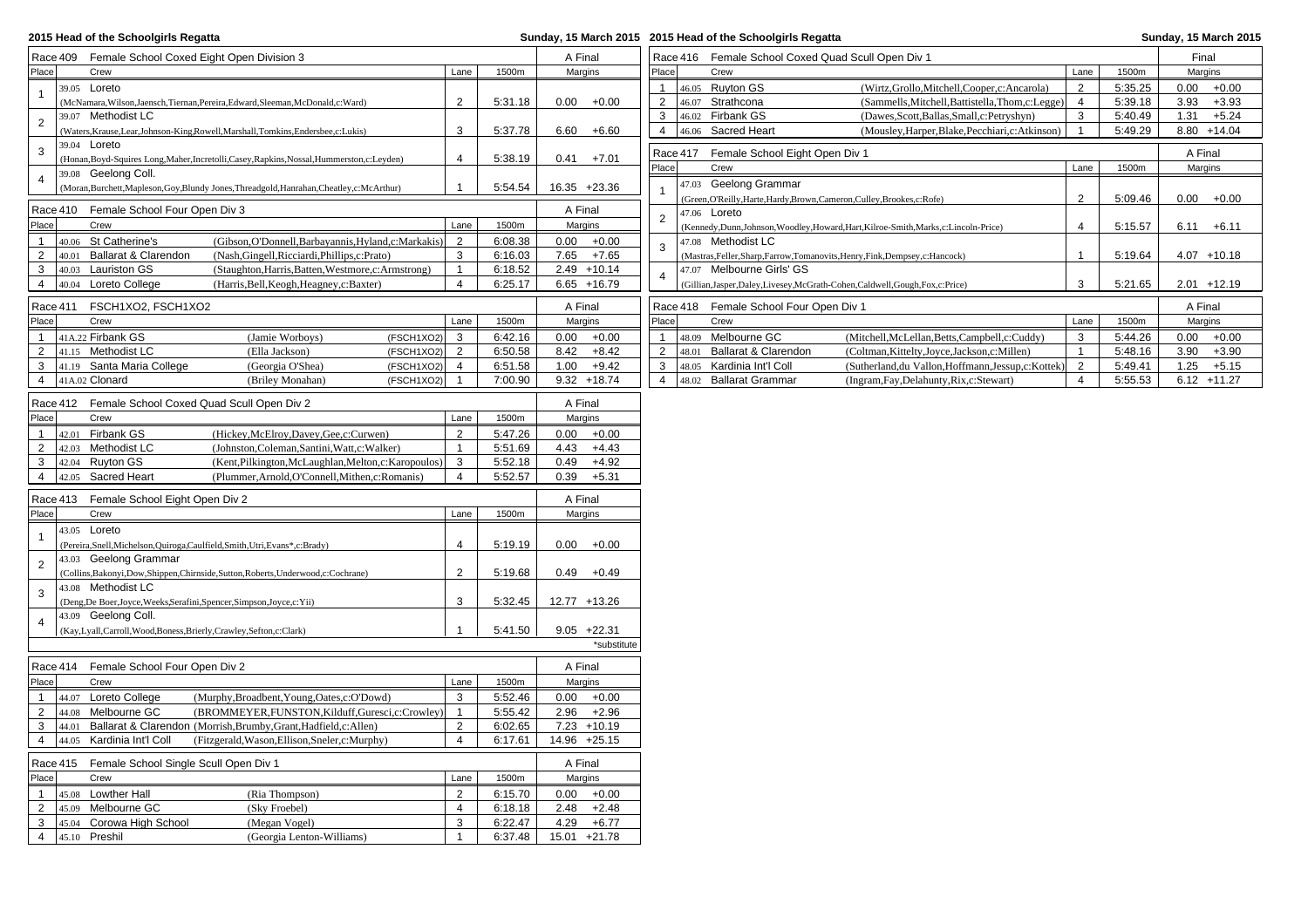## Race 409 Female School Coxed Eight Open Division 3 — A Final

| Place | Crew | Lane | 1500m | Margins | |
|---|---|---|---|---|---|
| 1 | 39.05 Loreto (McNamara,Wilson,Jaensch,Tiernan,Pereira,Edward,Sleeman,McDonald,c:Ward) | 2 | 5:31.18 | 0.00 | +0.00 |
| 2 | 39.07 Methodist LC (Waters,Krause,Lear,Johnson-King,Rowell,Marshall,Tomkins,Endersbee,c:Lukis) | 3 | 5:37.78 | 6.60 | +6.60 |
| 3 | 39.04 Loreto (Honan,Boyd-Squires Long,Maher,Incretolli,Casey,Rapkins,Nossal,Hummerston,c:Leyden) | 4 | 5:38.19 | 0.41 | +7.01 |
| 4 | 39.08 Geelong Coll. (Moran,Burchett,Mapleson,Goy,Blundy Jones,Threadgold,Hanrahan,Cheatley,c:McArthur) | 1 | 5:54.54 | 16.35 | +23.36 |

## Race 410 Female School Four Open Div 3 — A Final

| Place | Crew | | Lane | 1500m | Margins | |
|---|---|---|---|---|---|---|
| 1 | 40.06 St Catherine's | (Gibson,O'Donnell,Barbayannis,Hyland,c:Markakis) | 2 | 6:08.38 | 0.00 | +0.00 |
| 2 | 40.01 Ballarat & Clarendon | (Nash,Gingell,Ricciardi,Phillips,c:Prato) | 3 | 6:16.03 | 7.65 | +7.65 |
| 3 | 40.03 Lauriston GS | (Staughton,Harris,Batten,Westmore,c:Armstrong) | 1 | 6:18.52 | 2.49 | +10.14 |
| 4 | 40.04 Loreto College | (Harris,Bell,Keogh,Heagney,c:Baxter) | 4 | 6:25.17 | 6.65 | +16.79 |

## Race 411 FSCH1XO2, FSCH1XO2 — A Final

| Place | Crew | | | Lane | 1500m | Margins | |
|---|---|---|---|---|---|---|---|
| 1 | 41A.22 Firbank GS | (Jamie Worboys) | (FSCH1XO2) | 3 | 6:42.16 | 0.00 | +0.00 |
| 2 | 41.15 Methodist LC | (Ella Jackson) | (FSCH1XO2) | 2 | 6:50.58 | 8.42 | +8.42 |
| 3 | 41.19 Santa Maria College | (Georgia O'Shea) | (FSCH1XO2) | 4 | 6:51.58 | 1.00 | +9.42 |
| 4 | 41A.02 Clonard | (Briley Monahan) | (FSCH1XO2) | 1 | 7:00.90 | 9.32 | +18.74 |

## Race 412 Female School Coxed Quad Scull Open Div 2 — A Final

| Place | Crew | | Lane | 1500m | Margins | |
|---|---|---|---|---|---|---|
| 1 | 42.01 Firbank GS | (Hickey,McElroy,Davey,Gee,c:Curwen) | 2 | 5:47.26 | 0.00 | +0.00 |
| 2 | 42.03 Methodist LC | (Johnston,Coleman,Santini,Watt,c:Walker) | 1 | 5:51.69 | 4.43 | +4.43 |
| 3 | 42.04 Ruyton GS | (Kent,Pilkington,McLaughlan,Melton,c:Karopoulos) | 3 | 5:52.18 | 0.49 | +4.92 |
| 4 | 42.05 Sacred Heart | (Plummer,Arnold,O'Connell,Mithen,c:Romanis) | 4 | 5:52.57 | 0.39 | +5.31 |

## Race 413 Female School Eight Open Div 2 — A Final

| Place | Crew | Lane | 1500m | Margins | |
|---|---|---|---|---|---|
| 1 | 43.05 Loreto (Pereira,Snell,Michelson,Quiroga,Caulfield,Smith,Utri,Evans*,c:Brady) | 4 | 5:19.19 | 0.00 | +0.00 |
| 2 | 43.03 Geelong Grammar (Collins,Bakonyi,Dow,Shippen,Chirnside,Sutton,Roberts,Underwood,c:Cochrane) | 2 | 5:19.68 | 0.49 | +0.49 |
| 3 | 43.08 Methodist LC (Deng,De Boer,Joyce,Weeks,Serafini,Spencer,Simpson,Joyce,c:Yii) | 3 | 5:32.45 | 12.77 | +13.26 |
| 4 | 43.09 Geelong Coll. (Kay,Lyall,Carroll,Wood,Boness,Brierly,Crawley,Sefton,c:Clark) | 1 | 5:41.50 | 9.05 | +22.31 |

*substitute

## Race 414 Female School Four Open Div 2 — A Final

| Place | Crew | | Lane | 1500m | Margins | |
|---|---|---|---|---|---|---|
| 1 | 44.07 Loreto College | (Murphy,Broadbent,Young,Oates,c:O'Dowd) | 3 | 5:52.46 | 0.00 | +0.00 |
| 2 | 44.08 Melbourne GC | (BROMMEYER,FUNSTON,Kilduff,Guresci,c:Crowley) | 1 | 5:55.42 | 2.96 | +2.96 |
| 3 | 44.01 Ballarat & Clarendon | (Morrish,Brumby,Grant,Hadfield,c:Allen) | 2 | 6:02.65 | 7.23 | +10.19 |
| 4 | 44.05 Kardinia Int'l Coll | (Fitzgerald,Wason,Ellison,Sneler,c:Murphy) | 4 | 6:17.61 | 14.96 | +25.15 |

## Race 415 Female School Single Scull Open Div 1 — A Final

| Place | Crew | | Lane | 1500m | Margins | |
|---|---|---|---|---|---|---|
| 1 | 45.08 Lowther Hall | (Ria Thompson) | 2 | 6:15.70 | 0.00 | +0.00 |
| 2 | 45.09 Melbourne GC | (Sky Froebel) | 4 | 6:18.18 | 2.48 | +2.48 |
| 3 | 45.04 Corowa High School | (Megan Vogel) | 3 | 6:22.47 | 4.29 | +6.77 |
| 4 | 45.10 Preshil | (Georgia Lenton-Williams) | 1 | 6:37.48 | 15.01 | +21.78 |

## Race 416 Female School Coxed Quad Scull Open Div 1 — Final

| Place | Crew | | Lane | 1500m | Margins | |
|---|---|---|---|---|---|---|
| 1 | 46.05 Ruyton GS | (Wirtz,Grollo,Mitchell,Cooper,c:Ancarola) | 2 | 5:35.25 | 0.00 | +0.00 |
| 2 | 46.07 Strathcona | (Sammells,Mitchell,Battistella,Thom,c:Legge) | 4 | 5:39.18 | 3.93 | +3.93 |
| 3 | 46.02 Firbank GS | (Dawes,Scott,Ballas,Small,c:Petryshyn) | 3 | 5:40.49 | 1.31 | +5.24 |
| 4 | 46.06 Sacred Heart | (Mousley,Harper,Blake,Pecchiari,c:Atkinson) | 1 | 5:49.29 | 8.80 | +14.04 |

## Race 417 Female School Eight Open Div 1 — A Final

| Place | Crew | Lane | 1500m | Margins | |
|---|---|---|---|---|---|
| 1 | 47.03 Geelong Grammar (Green,O'Reilly,Harte,Hardy,Brown,Cameron,Culley,Brookes,c:Rofe) | 2 | 5:09.46 | 0.00 | +0.00 |
| 2 | 47.06 Loreto (Kennedy,Dunn,Johnson,Woodley,Howard,Hart,Kilroe-Smith,Marks,c:Lincoln-Price) | 4 | 5:15.57 | 6.11 | +6.11 |
| 3 | 47.08 Methodist LC (Mastras,Feller,Sharp,Farrow,Tomanovits,Henry,Fink,Dempsey,c:Hancock) | 1 | 5:19.64 | 4.07 | +10.18 |
| 4 | 47.07 Melbourne Girls' GS (Gillian,Jasper,Daley,Livesey,McGrath-Cohen,Caldwell,Gough,Fox,c:Price) | 3 | 5:21.65 | 2.01 | +12.19 |

## Race 418 Female School Four Open Div 1 — A Final

| Place | Crew | | Lane | 1500m | Margins | |
|---|---|---|---|---|---|---|
| 1 | 48.09 Melbourne GC | (Mitchell,McLellan,Betts,Campbell,c:Cuddy) | 3 | 5:44.26 | 0.00 | +0.00 |
| 2 | 48.01 Ballarat & Clarendon | (Coltman,Kittelty,Joyce,Jackson,c:Millen) | 1 | 5:48.16 | 3.90 | +3.90 |
| 3 | 48.05 Kardinia Int'l Coll | (Sutherland,du Vallon,Hoffmann,Jessup,c:Kottek) | 2 | 5:49.41 | 1.25 | +5.15 |
| 4 | 48.02 Ballarat Grammar | (Ingram,Fay,Delahunty,Rix,c:Stewart) | 4 | 5:55.53 | 6.12 | +11.27 |